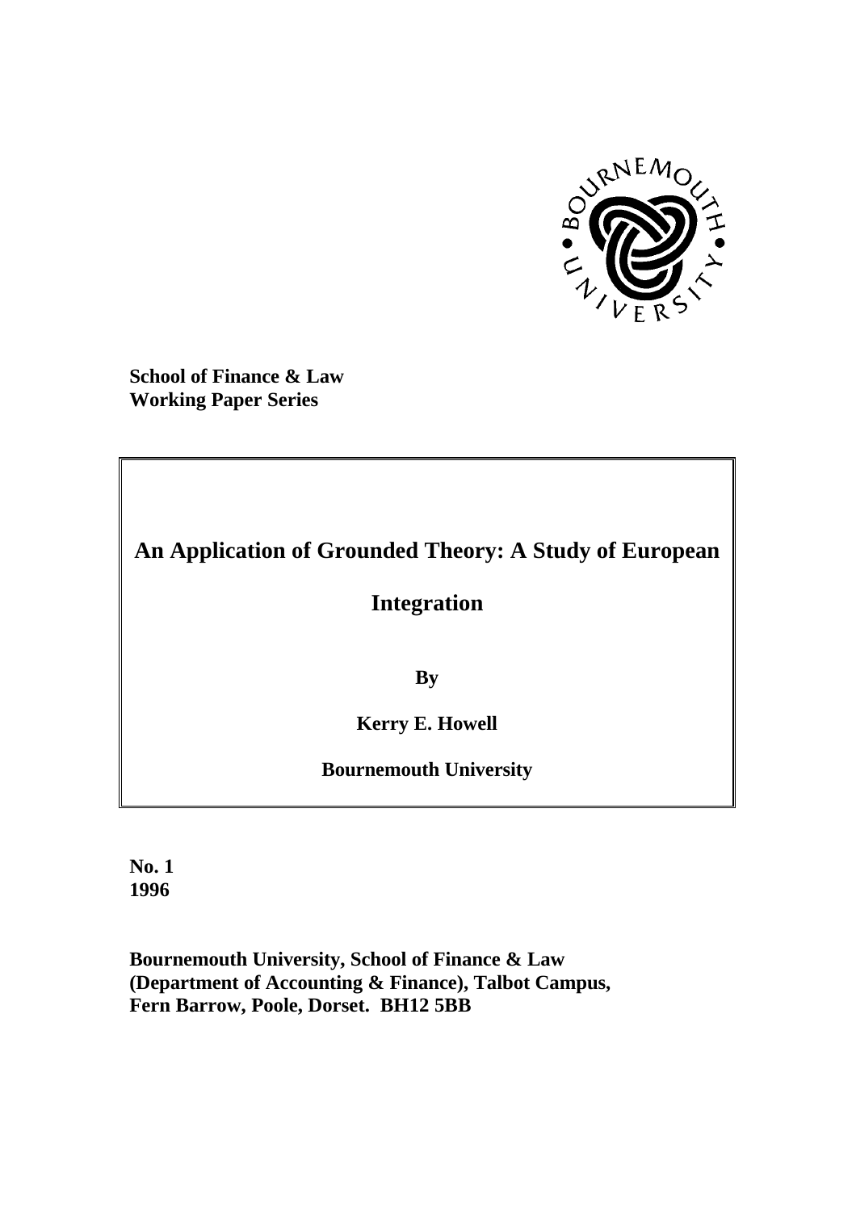**School of Finance & Law**
**Working Paper Series**

# An Application of Grounded Theory: A Study of European Integration

**By**

**Kerry E. Howell**

**Bournemouth University**

**No. 1**
**1996**

**Bournemouth University, School of Finance & Law (Department of Accounting & Finance), Talbot Campus, Fern Barrow, Poole, Dorset. BH12 5BB**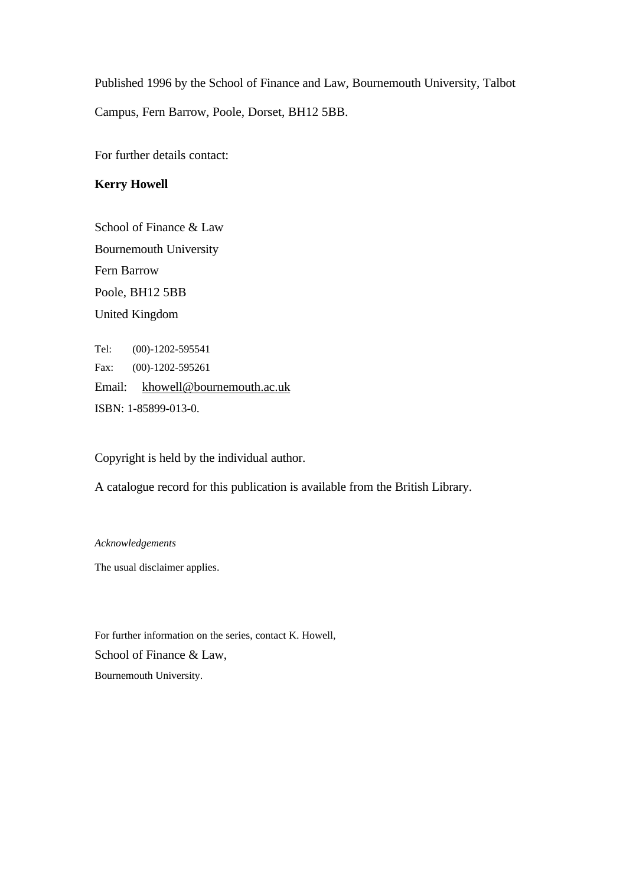Published 1996 by the School of Finance and Law, Bournemouth University, Talbot Campus, Fern Barrow, Poole, Dorset, BH12 5BB.

For further details contact:

**Kerry Howell**

School of Finance & Law
Bournemouth University
Fern Barrow
Poole, BH12 5BB
United Kingdom

Tel: (00)-1202-595541
Fax: (00)-1202-595261
Email: khowell@bournemouth.ac.uk
ISBN: 1-85899-013-0.

Copyright is held by the individual author.

A catalogue record for this publication is available from the British Library.

*Acknowledgements*

The usual disclaimer applies.

For further information on the series, contact K. Howell,
School of Finance & Law,
Bournemouth University.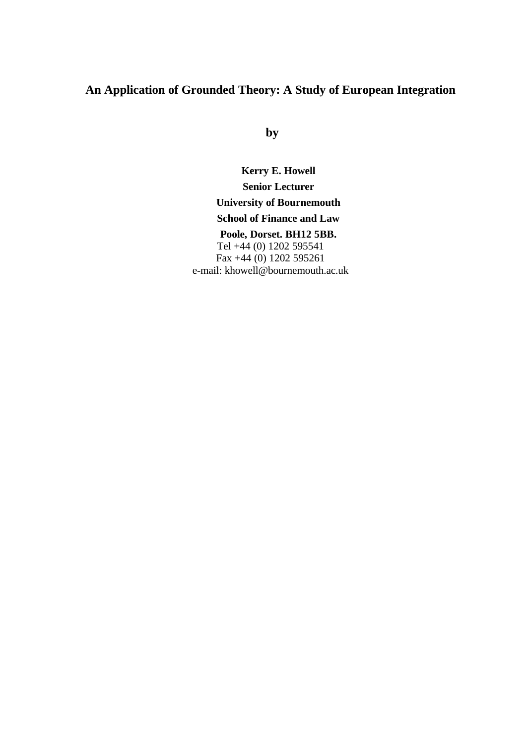# An Application of Grounded Theory: A Study of European Integration

**by**

**Kerry E. Howell**
**Senior Lecturer**
**University of Bournemouth**
**School of Finance and Law**
**Poole, Dorset. BH12 5BB.**
Tel +44 (0) 1202 595541
Fax +44 (0) 1202 595261
e-mail: khowell@bournemouth.ac.uk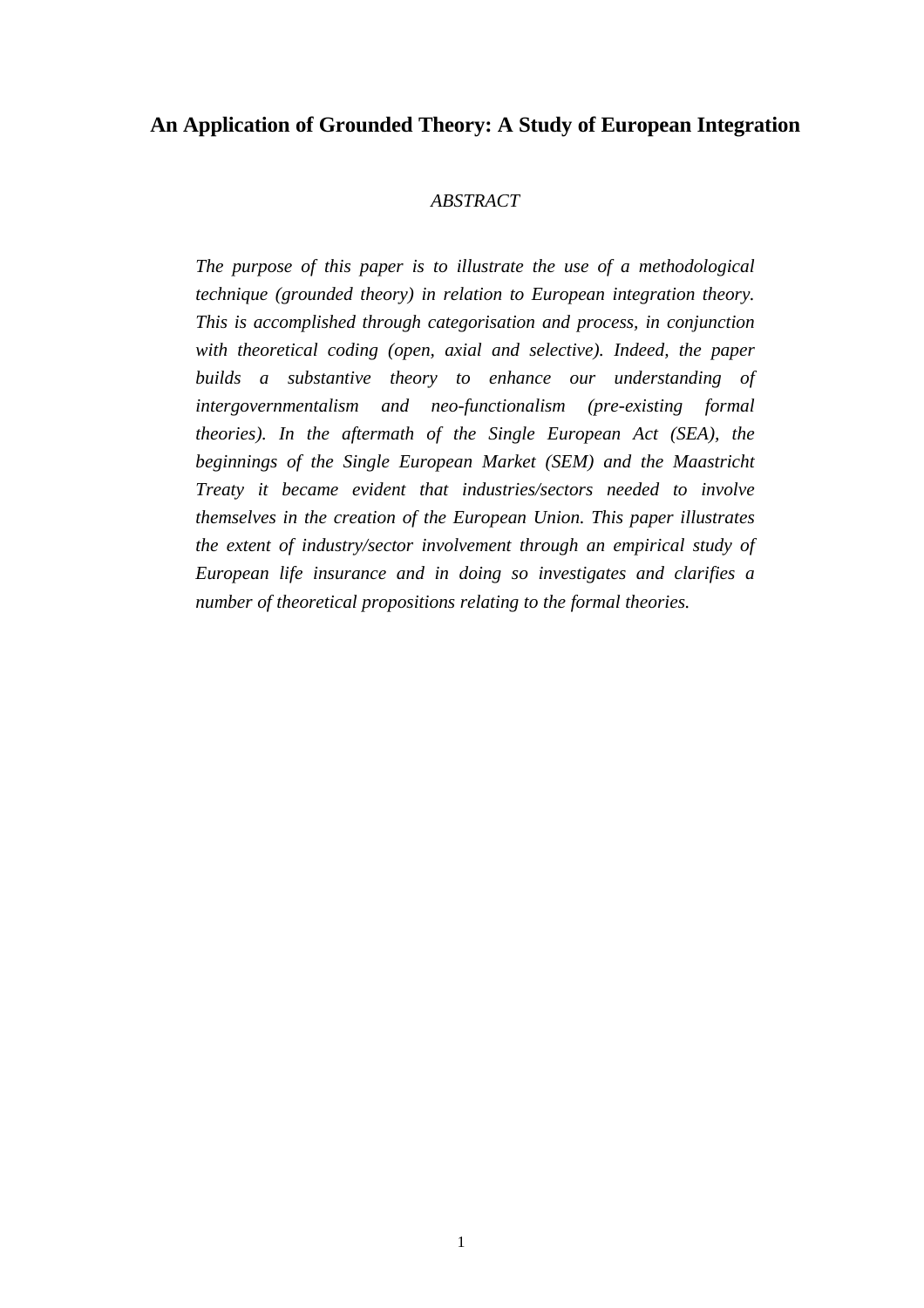# An Application of Grounded Theory: A Study of European Integration

*ABSTRACT*

*The purpose of this paper is to illustrate the use of a methodological technique (grounded theory) in relation to European integration theory. This is accomplished through categorisation and process, in conjunction with theoretical coding (open, axial and selective). Indeed, the paper builds a substantive theory to enhance our understanding of intergovernmentalism and neo-functionalism (pre-existing formal theories). In the aftermath of the Single European Act (SEA), the beginnings of the Single European Market (SEM) and the Maastricht Treaty it became evident that industries/sectors needed to involve themselves in the creation of the European Union. This paper illustrates the extent of industry/sector involvement through an empirical study of European life insurance and in doing so investigates and clarifies a number of theoretical propositions relating to the formal theories.*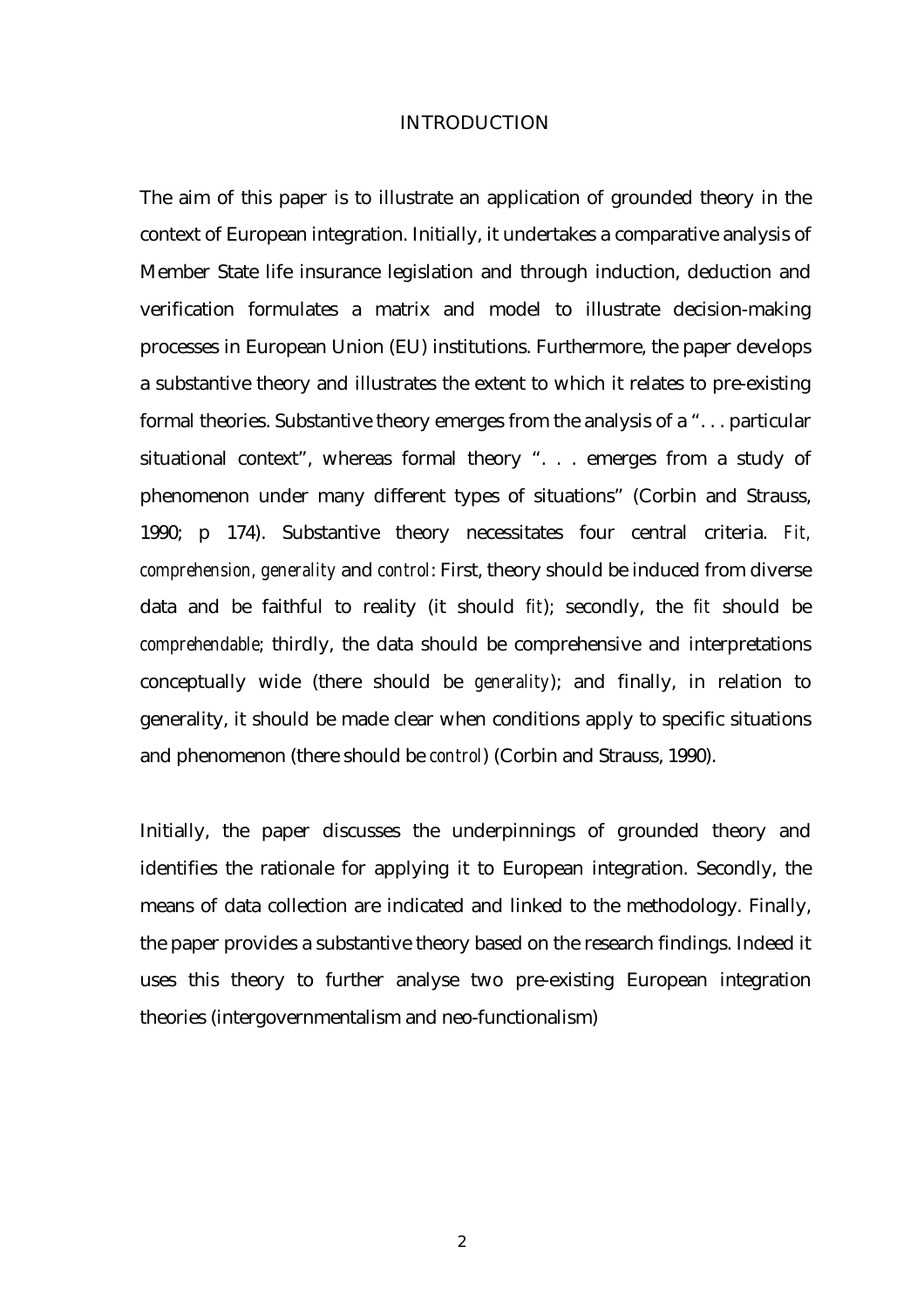## INTRODUCTION

The aim of this paper is to illustrate an application of grounded theory in the context of European integration. Initially, it undertakes a comparative analysis of Member State life insurance legislation and through induction, deduction and verification formulates a matrix and model to illustrate decision-making processes in European Union (EU) institutions. Furthermore, the paper develops a substantive theory and illustrates the extent to which it relates to pre-existing formal theories. Substantive theory emerges from the analysis of a ". . . particular situational context", whereas formal theory ". . . emerges from a study of phenomenon under many different types of situations" (Corbin and Strauss, 1990; p 174). Substantive theory necessitates four central criteria. *Fit, comprehension, generality* and *control*: First, theory should be induced from diverse data and be faithful to reality (it should *fit*); secondly, the *fit* should be *comprehendable*; thirdly, the data should be comprehensive and interpretations conceptually wide (there should be *generality*); and finally, in relation to generality, it should be made clear when conditions apply to specific situations and phenomenon (there should be *control*) (Corbin and Strauss, 1990).

Initially, the paper discusses the underpinnings of grounded theory and identifies the rationale for applying it to European integration. Secondly, the means of data collection are indicated and linked to the methodology. Finally, the paper provides a substantive theory based on the research findings. Indeed it uses this theory to further analyse two pre-existing European integration theories (intergovernmentalism and neo-functionalism)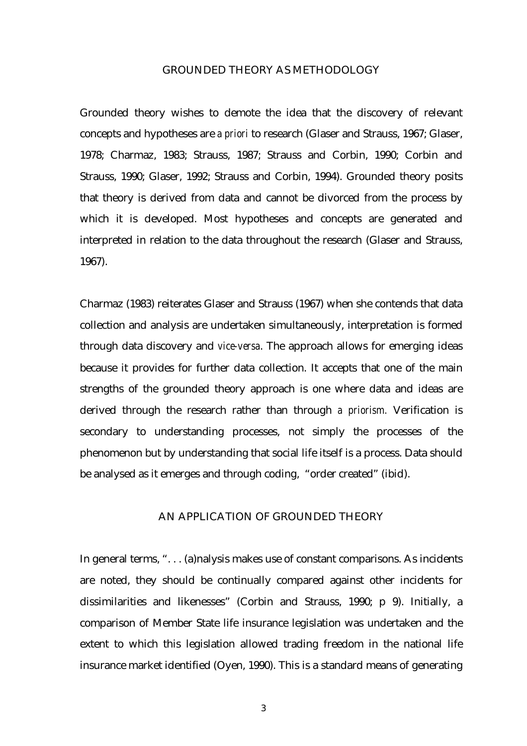## GROUNDED THEORY AS METHODOLOGY

Grounded theory wishes to demote the idea that the discovery of relevant concepts and hypotheses are *a priori* to research (Glaser and Strauss, 1967; Glaser, 1978; Charmaz, 1983; Strauss, 1987; Strauss and Corbin, 1990; Corbin and Strauss, 1990; Glaser, 1992; Strauss and Corbin, 1994). Grounded theory posits that theory is derived from data and cannot be divorced from the process by which it is developed. Most hypotheses and concepts are generated and interpreted in relation to the data throughout the research (Glaser and Strauss, 1967).

Charmaz (1983) reiterates Glaser and Strauss (1967) when she contends that data collection and analysis are undertaken simultaneously, interpretation is formed through data discovery and *vice-versa*. The approach allows for emerging ideas because it provides for further data collection. It accepts that one of the main strengths of the grounded theory approach is one where data and ideas are derived through the research rather than through *a priorism.* Verification is secondary to understanding processes, not simply the processes of the phenomenon but by understanding that social life itself is a process. Data should be analysed as it emerges and through coding, "order created" (ibid).

## AN APPLICATION OF GROUNDED THEORY

In general terms, ". . . (a)nalysis makes use of constant comparisons. As incidents are noted, they should be continually compared against other incidents for dissimilarities and likenesses" (Corbin and Strauss, 1990; p 9). Initially, a comparison of Member State life insurance legislation was undertaken and the extent to which this legislation allowed trading freedom in the national life insurance market identified (Oyen, 1990). This is a standard means of generating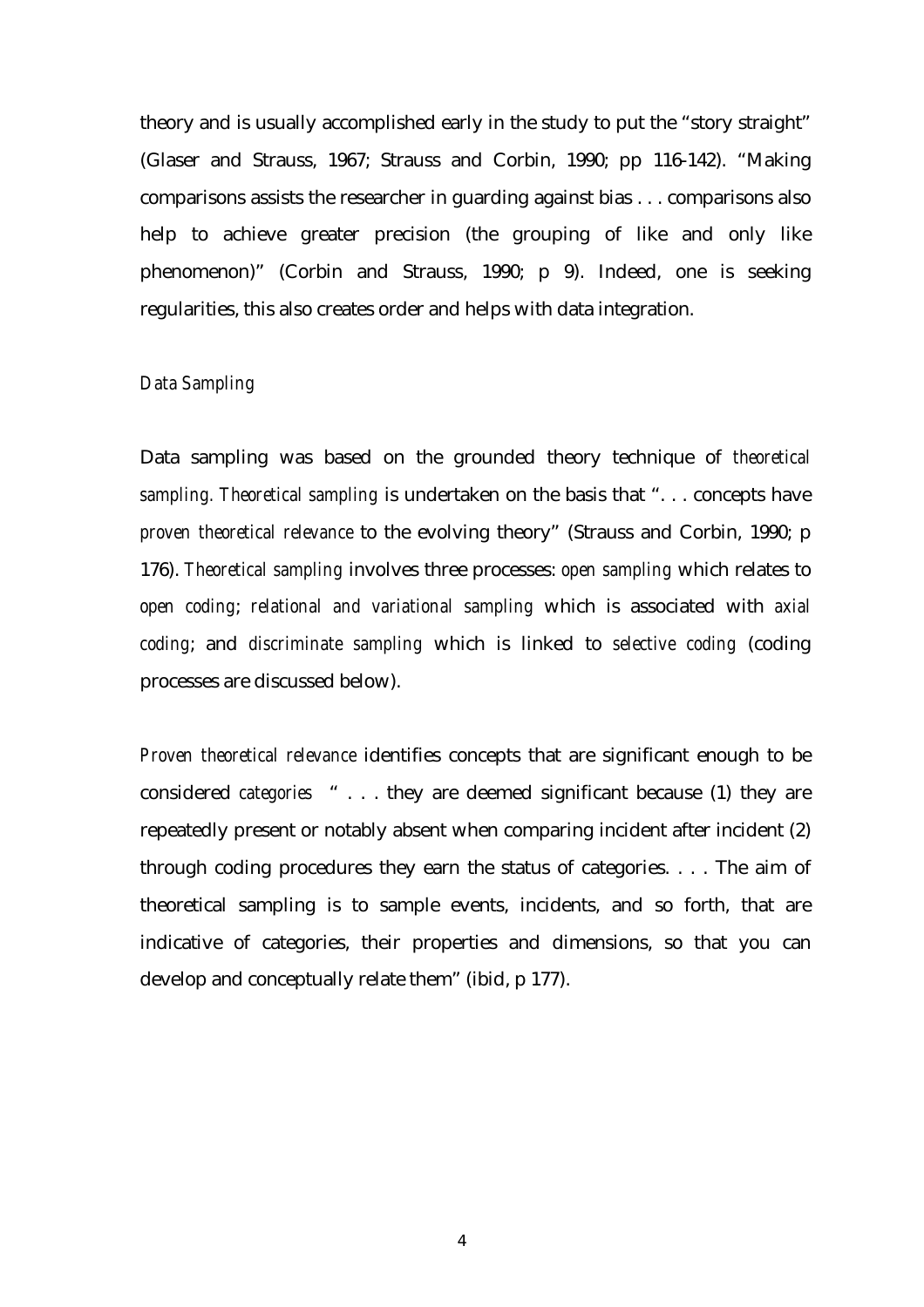theory and is usually accomplished early in the study to put the "story straight" (Glaser and Strauss, 1967; Strauss and Corbin, 1990; pp 116-142). "Making comparisons assists the researcher in guarding against bias . . . comparisons also help to achieve greater precision (the grouping of like and only like phenomenon)" (Corbin and Strauss, 1990; p 9). Indeed, one is seeking regularities, this also creates order and helps with data integration.

*Data Sampling*

Data sampling was based on the grounded theory technique of *theoretical sampling*. *Theoretical sampling* is undertaken on the basis that ". . . concepts have *proven theoretical relevance* to the evolving theory" (Strauss and Corbin, 1990; p 176). *Theoretical sampling* involves three processes: *open sampling* which relates to *open coding*; *relational and variational sampling* which is associated with *axial coding*; and *discriminate sampling* which is linked to *selective coding* (coding processes are discussed below).

*Proven theoretical relevance* identifies concepts that are significant enough to be considered *categories* " . . . they are deemed significant because (1) they are repeatedly present or notably absent when comparing incident after incident (2) through coding procedures they earn the status of categories. . . . The aim of theoretical sampling is to sample events, incidents, and so forth, that are indicative of categories, their properties and dimensions, so that you can develop and conceptually relate them" (ibid, p 177).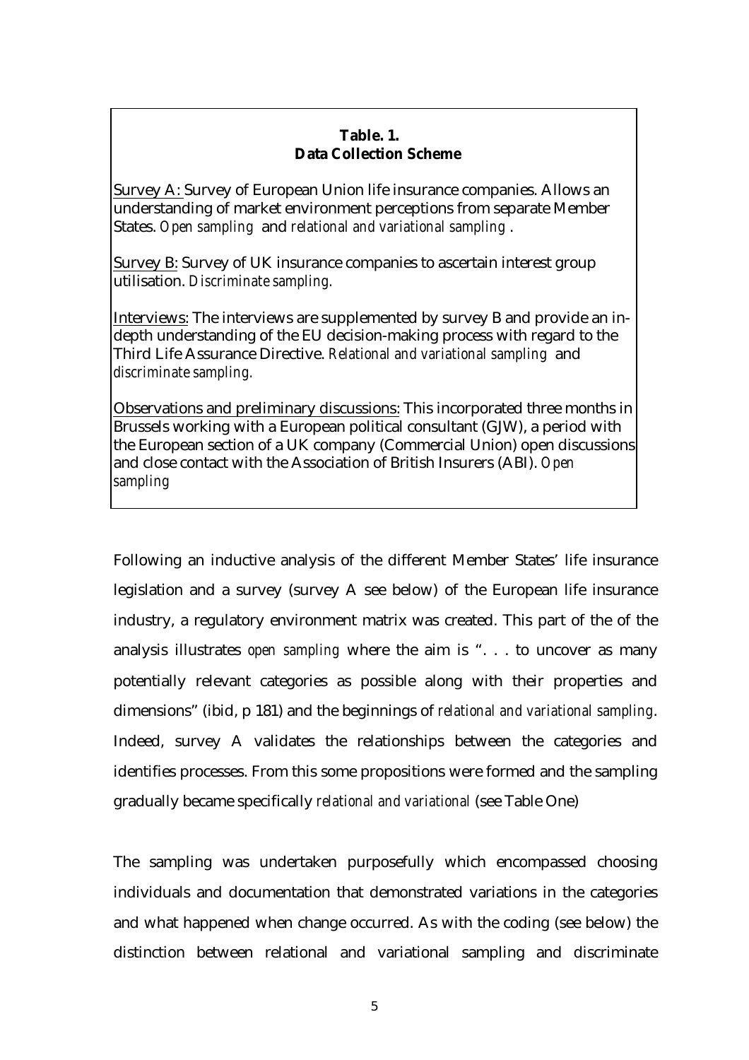**Table. 1.**
**Data Collection Scheme**

Survey A: Survey of European Union life insurance companies. Allows an understanding of market environment perceptions from separate Member States. *Open sampling* and *relational and variational sampling* .

Survey B: Survey of UK insurance companies to ascertain interest group utilisation. *Discriminate sampling.*

Interviews: The interviews are supplemented by survey B and provide an in-depth understanding of the EU decision-making process with regard to the Third Life Assurance Directive. *Relational and variational sampling* and *discriminate sampling.*

Observations and preliminary discussions: This incorporated three months in Brussels working with a European political consultant (GJW), a period with the European section of a UK company (Commercial Union) open discussions and close contact with the Association of British Insurers (ABI). *Open sampling*

Following an inductive analysis of the different Member States' life insurance legislation and a survey (survey A see below) of the European life insurance industry, a regulatory environment matrix was created. This part of the of the analysis illustrates *open sampling* where the aim is ". . . to uncover as many potentially relevant categories as possible along with their properties and dimensions" (ibid, p 181) and the beginnings of *relational and variational sampling*. Indeed, survey A validates the relationships between the categories and identifies processes. From this some propositions were formed and the sampling gradually became specifically *relational and variational* (see Table One)

The sampling was undertaken purposefully which encompassed choosing individuals and documentation that demonstrated variations in the categories and what happened when change occurred. As with the coding (see below) the distinction between relational and variational sampling and discriminate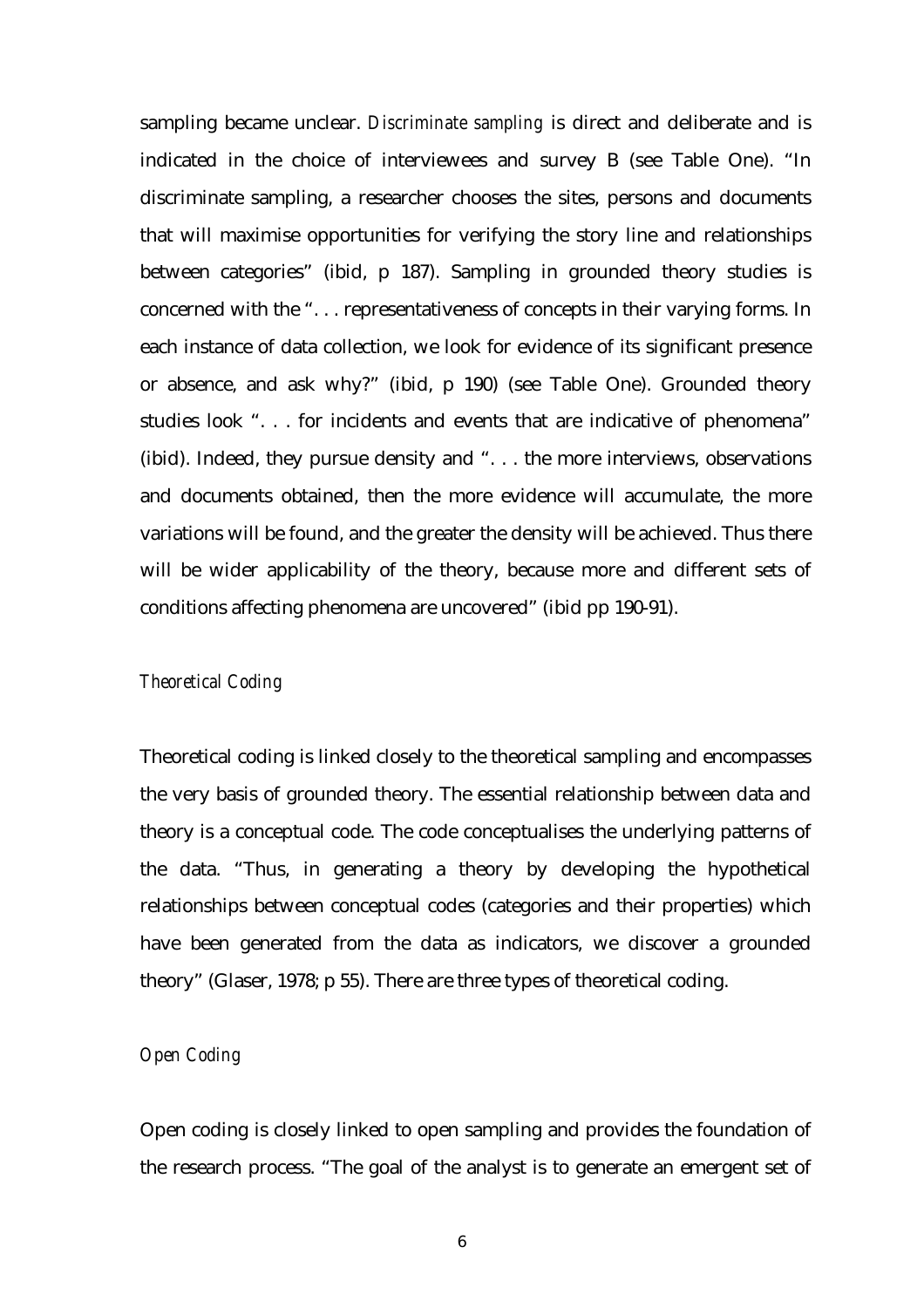sampling became unclear. *Discriminate sampling* is direct and deliberate and is indicated in the choice of interviewees and survey B (see Table One). "In discriminate sampling, a researcher chooses the sites, persons and documents that will maximise opportunities for verifying the story line and relationships between categories" (ibid, p 187). Sampling in grounded theory studies is concerned with the ". . . representativeness of concepts in their varying forms. In each instance of data collection, we look for evidence of its significant presence or absence, and ask why?" (ibid, p 190) (see Table One). Grounded theory studies look ". . . for incidents and events that are indicative of phenomena" (ibid). Indeed, they pursue density and ". . . the more interviews, observations and documents obtained, then the more evidence will accumulate, the more variations will be found, and the greater the density will be achieved. Thus there will be wider applicability of the theory, because more and different sets of conditions affecting phenomena are uncovered" (ibid pp 190-91).

### *Theoretical Coding*

Theoretical coding is linked closely to the theoretical sampling and encompasses the very basis of grounded theory. The essential relationship between data and theory is a conceptual code. The code conceptualises the underlying patterns of the data. "Thus, in generating a theory by developing the hypothetical relationships between conceptual codes (categories and their properties) which have been generated from the data as indicators, we discover a grounded theory" (Glaser, 1978; p 55). There are three types of theoretical coding.

### *Open Coding*

Open coding is closely linked to open sampling and provides the foundation of the research process. "The goal of the analyst is to generate an emergent set of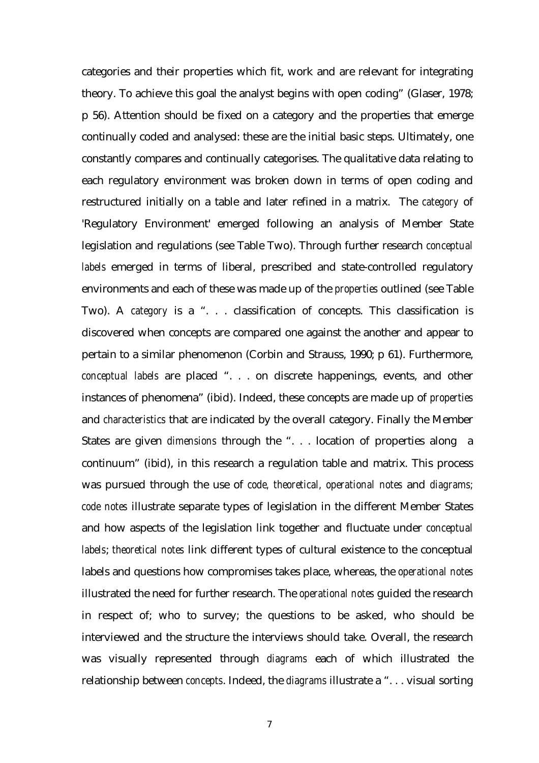categories and their properties which fit, work and are relevant for integrating theory. To achieve this goal the analyst begins with open coding" (Glaser, 1978; p 56). Attention should be fixed on a category and the properties that emerge continually coded and analysed: these are the initial basic steps. Ultimately, one constantly compares and continually categorises. The qualitative data relating to each regulatory environment was broken down in terms of open coding and restructured initially on a table and later refined in a matrix. The *category* of 'Regulatory Environment' emerged following an analysis of Member State legislation and regulations (see Table Two). Through further research *conceptual labels* emerged in terms of liberal, prescribed and state-controlled regulatory environments and each of these was made up of the *properties* outlined (see Table Two). A *category* is a ". . . classification of concepts. This classification is discovered when concepts are compared one against the another and appear to pertain to a similar phenomenon (Corbin and Strauss, 1990; p 61). Furthermore, *conceptual labels* are placed ". . . on discrete happenings, events, and other instances of phenomena" (ibid). Indeed, these concepts are made up of *properties* and *characteristics* that are indicated by the overall category. Finally the Member States are given *dimensions* through the ". . . location of properties along a continuum" (ibid), in this research a regulation table and matrix. This process was pursued through the use of *code, theoretical, operational notes* and *diagrams; code notes* illustrate separate types of legislation in the different Member States and how aspects of the legislation link together and fluctuate under *conceptual labels*; *theoretical notes* link different types of cultural existence to the conceptual labels and questions how compromises takes place, whereas, the *operational notes* illustrated the need for further research. The *operational notes* guided the research in respect of; who to survey; the questions to be asked, who should be interviewed and the structure the interviews should take. Overall, the research was visually represented through *diagrams* each of which illustrated the relationship between *concepts*. Indeed, the *diagrams* illustrate a ". . . visual sorting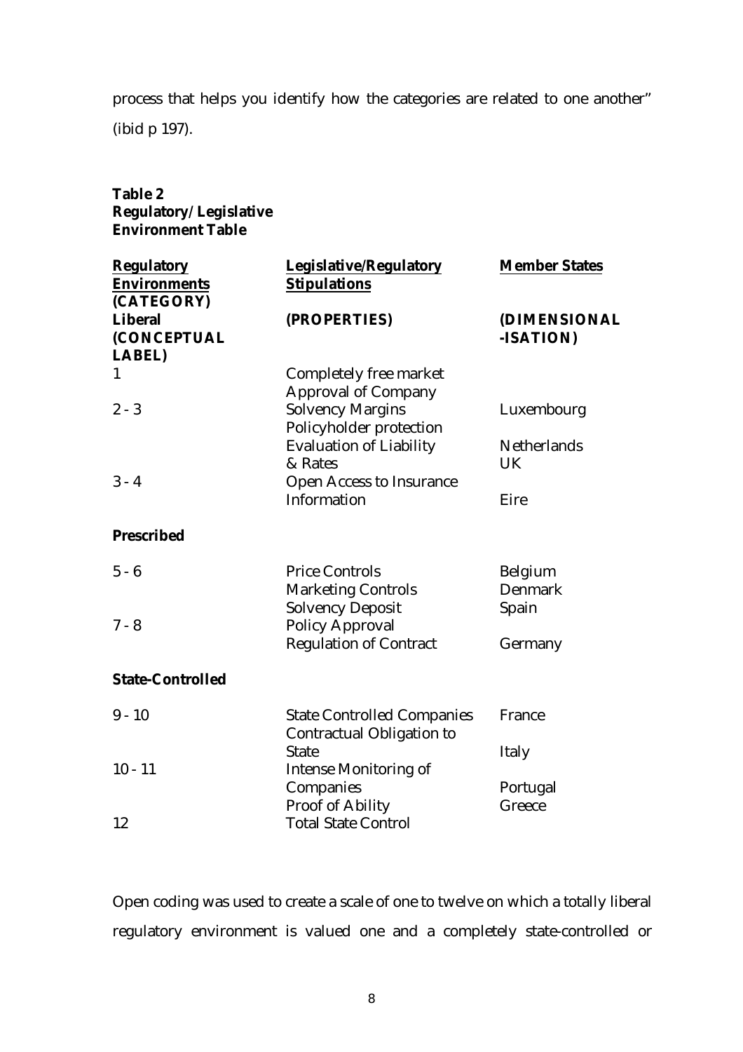process that helps you identify how the categories are related to one another" (ibid p 197).

**Table 2**
**Regulatory/ Legislative**
**Environment Table**

| <u>**Regulatory Environments**</u> **(CATEGORY)** | <u>**Legislative/Regulatory Stipulations**</u> | <u>**Member States**</u> |
|---|---|---|
| **Liberal (CONCEPTUAL LABEL)** | **(PROPERTIES)** | **(DIMENSIONAL -ISATION)** |
| 1 | Completely free market | |
| | Approval of Company | |
| 2 - 3 | Solvency Margins | Luxembourg |
| | Policyholder protection | |
| | Evaluation of Liability & Rates | Netherlands UK |
| 3 - 4 | Open Access to Insurance Information | Eire |
| **Prescribed** | | |
| 5 - 6 | Price Controls | Belgium |
| | Marketing Controls | Denmark |
| | Solvency Deposit | Spain |
| 7 - 8 | Policy Approval | |
| | Regulation of Contract | Germany |
| **State-Controlled** | | |
| 9 - 10 | State Controlled Companies | France |
| | Contractual Obligation to State | Italy |
| 10 - 11 | Intense Monitoring of Companies | Portugal |
| | Proof of Ability | Greece |
| 12 | Total State Control | |

Open coding was used to create a scale of one to twelve on which a totally liberal regulatory environment is valued one and a completely state-controlled or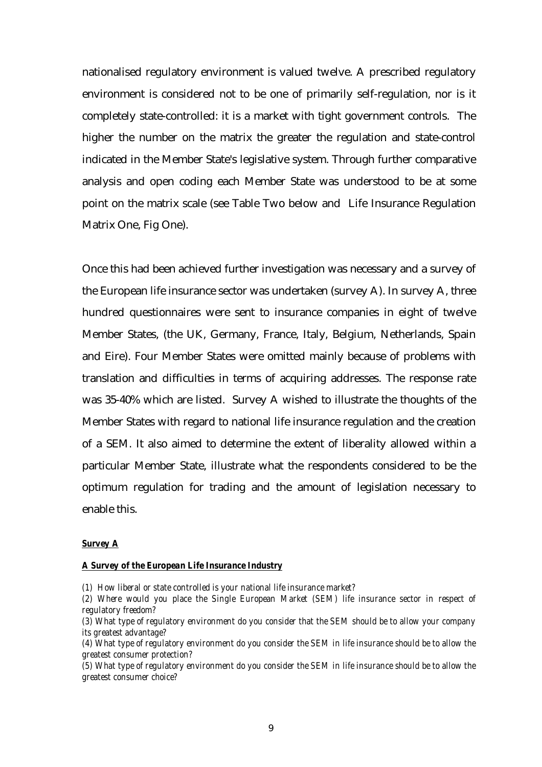nationalised regulatory environment is valued twelve. A prescribed regulatory environment is considered not to be one of primarily self-regulation, nor is it completely state-controlled: it is a market with tight government controls. The higher the number on the matrix the greater the regulation and state-control indicated in the Member State's legislative system. Through further comparative analysis and open coding each Member State was understood to be at some point on the matrix scale (see Table Two below and Life Insurance Regulation Matrix One, Fig One).

Once this had been achieved further investigation was necessary and a survey of the European life insurance sector was undertaken (survey A). In survey A, three hundred questionnaires were sent to insurance companies in eight of twelve Member States, (the UK, Germany, France, Italy, Belgium, Netherlands, Spain and Eire). Four Member States were omitted mainly because of problems with translation and difficulties in terms of acquiring addresses. The response rate was 35-40% which are listed. Survey A wished to illustrate the thoughts of the Member States with regard to national life insurance regulation and the creation of a SEM. It also aimed to determine the extent of liberality allowed within a particular Member State, illustrate what the respondents considered to be the optimum regulation for trading and the amount of legislation necessary to enable this.

***Survey A***

***A Survey of the European Life Insurance Industry***

*(1) How liberal or state controlled is your national life insurance market?*

*(2) Where would you place the Single European Market (SEM) life insurance sector in respect of regulatory freedom?*

*(3) What type of regulatory environment do you consider that the SEM should be to allow your company its greatest advantage?*

*(4) What type of regulatory environment do you consider the SEM in life insurance should be to allow the greatest consumer protection?*

*(5) What type of regulatory environment do you consider the SEM in life insurance should be to allow the greatest consumer choice?*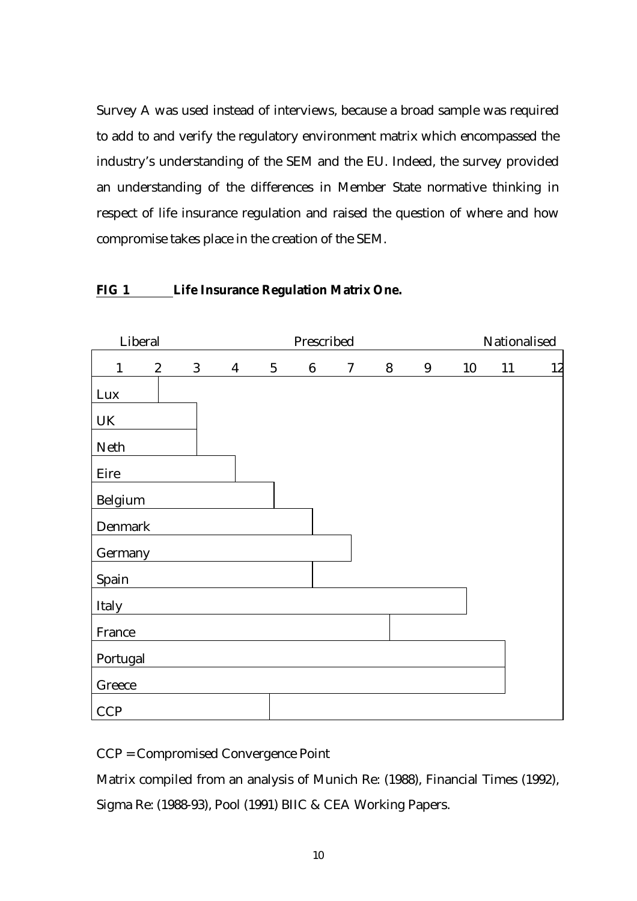Survey A was used instead of interviews, because a broad sample was required to add to and verify the regulatory environment matrix which encompassed the industry's understanding of the SEM and the EU. Indeed, the survey provided an understanding of the differences in Member State normative thinking in respect of life insurance regulation and raised the question of where and how compromise takes place in the creation of the SEM.

**FIG 1 Life Insurance Regulation Matrix One.**

| Liberal | | | | | Prescribed | | | | | Nationalised | |
|---|---|---|---|---|---|---|---|---|---|---|---|
| 1 | 2 | 3 | 4 | 5 | 6 | 7 | 8 | 9 | 10 | 11 | 12 |
| Lux | █ | | | | | | | | | | |
| UK | █ | █ | | | | | | | | | |
| Neth | █ | █ | | | | | | | | | |
| Eire | █ | █ | █ | | | | | | | | |
| Belgium | █ | █ | █ | █ | | | | | | | |
| Denmark | █ | █ | █ | █ | █ | | | | | | |
| Germany | █ | █ | █ | █ | █ | █ | | | | | |
| Spain | █ | █ | █ | █ | █ | | | | | | |
| Italy | █ | █ | █ | █ | █ | █ | █ | █ | █ | | |
| France | █ | █ | █ | █ | █ | █ | █ | | | | |
| Portugal | █ | █ | █ | █ | █ | █ | █ | █ | █ | █ | |
| Greece | █ | █ | █ | █ | █ | █ | █ | █ | █ | █ | |
| CCP | █ | █ | █ | █ | | | | | | | |

CCP = Compromised Convergence Point

Matrix compiled from an analysis of Munich Re: (1988), Financial Times (1992), Sigma Re: (1988-93), Pool (1991) BIIC & CEA Working Papers.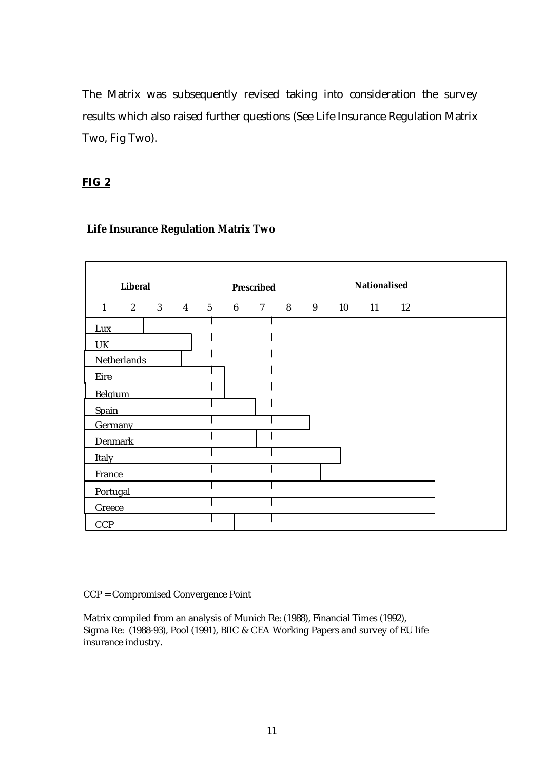The Matrix was subsequently revised taking into consideration the survey results which also raised further questions (See Life Insurance Regulation Matrix Two, Fig Two).

**FIG 2**

**Life Insurance Regulation Matrix Two**

| | Liberal | | | | | Prescribed | | | | Nationalised | | |
|---|---|---|---|---|---|---|---|---|---|---|---|---|
| | 1 | 2 | 3 | 4 | 5 | 6 | 7 | 8 | 9 | 10 | 11 | 12 |
| Lux | X | X | | | | | | | | | | |
| UK | X | X | X | X | | | | | | | | |
| Netherlands | X | X | X | X | | | | | | | | |
| Eire | X | X | X | X | X | | | | | | | |
| Belgium | X | X | X | X | X | | | | | | | |
| Spain | X | X | X | X | X | X | X | | | | | |
| Germany | X | X | X | X | X | X | X | X | X | | | |
| Denmark | X | X | X | X | X | X | X | | | | | |
| Italy | X | X | X | X | X | X | X | X | X | X | | |
| France | X | X | X | X | X | X | X | X | X | | | |
| Portugal | X | X | X | X | X | X | X | X | X | X | X | X |
| Greece | X | X | X | X | X | X | X | X | X | X | X | X |
| CCP | X | X | X | X | X | X | | | | | | |

CCP = Compromised Convergence Point

Matrix compiled from an analysis of Munich Re: (1988), Financial Times (1992), Sigma Re: (1988-93), Pool (1991), BIIC & CEA Working Papers and survey of EU life insurance industry.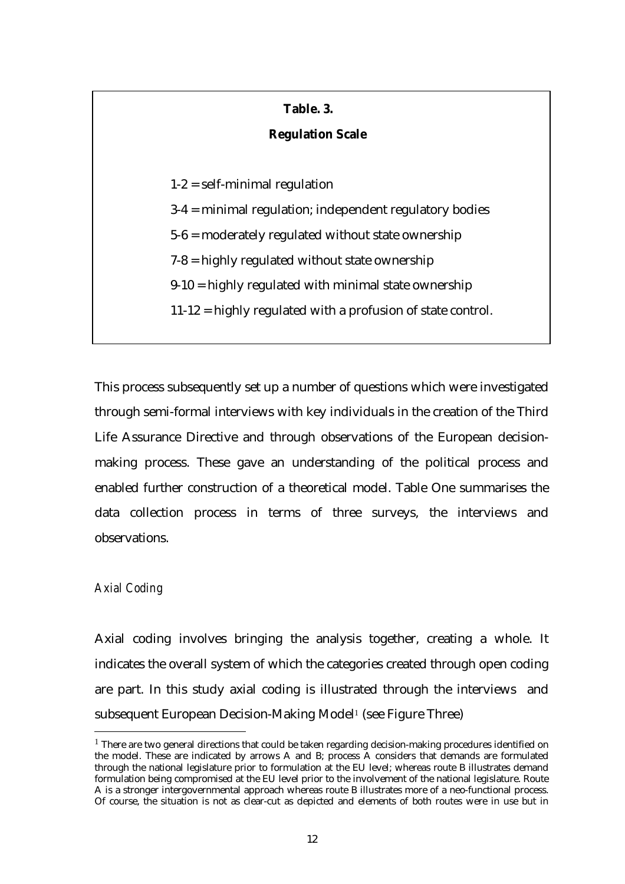**Table. 3.**

**Regulation Scale**

1-2 = self-minimal regulation

3-4 = minimal regulation; independent regulatory bodies

5-6 = moderately regulated without state ownership

7-8 = highly regulated without state ownership

9-10 = highly regulated with minimal state ownership

11-12 = highly regulated with a profusion of state control.

This process subsequently set up a number of questions which were investigated through semi-formal interviews with key individuals in the creation of the Third Life Assurance Directive and through observations of the European decision-making process. These gave an understanding of the political process and enabled further construction of a theoretical model. Table One summarises the data collection process in terms of three surveys, the interviews and observations.

*Axial Coding*

Axial coding involves bringing the analysis together, creating a whole. It indicates the overall system of which the categories created through open coding are part. In this study axial coding is illustrated through the interviews and subsequent European Decision-Making Model[1] (see Figure Three)

[1] There are two general directions that could be taken regarding decision-making procedures identified on the model. These are indicated by arrows A and B; process A considers that demands are formulated through the national legislature prior to formulation at the EU level; whereas route B illustrates demand formulation being compromised at the EU level prior to the involvement of the national legislature. Route A is a stronger intergovernmental approach whereas route B illustrates more of a neo-functional process. Of course, the situation is not as clear-cut as depicted and elements of both routes were in use but in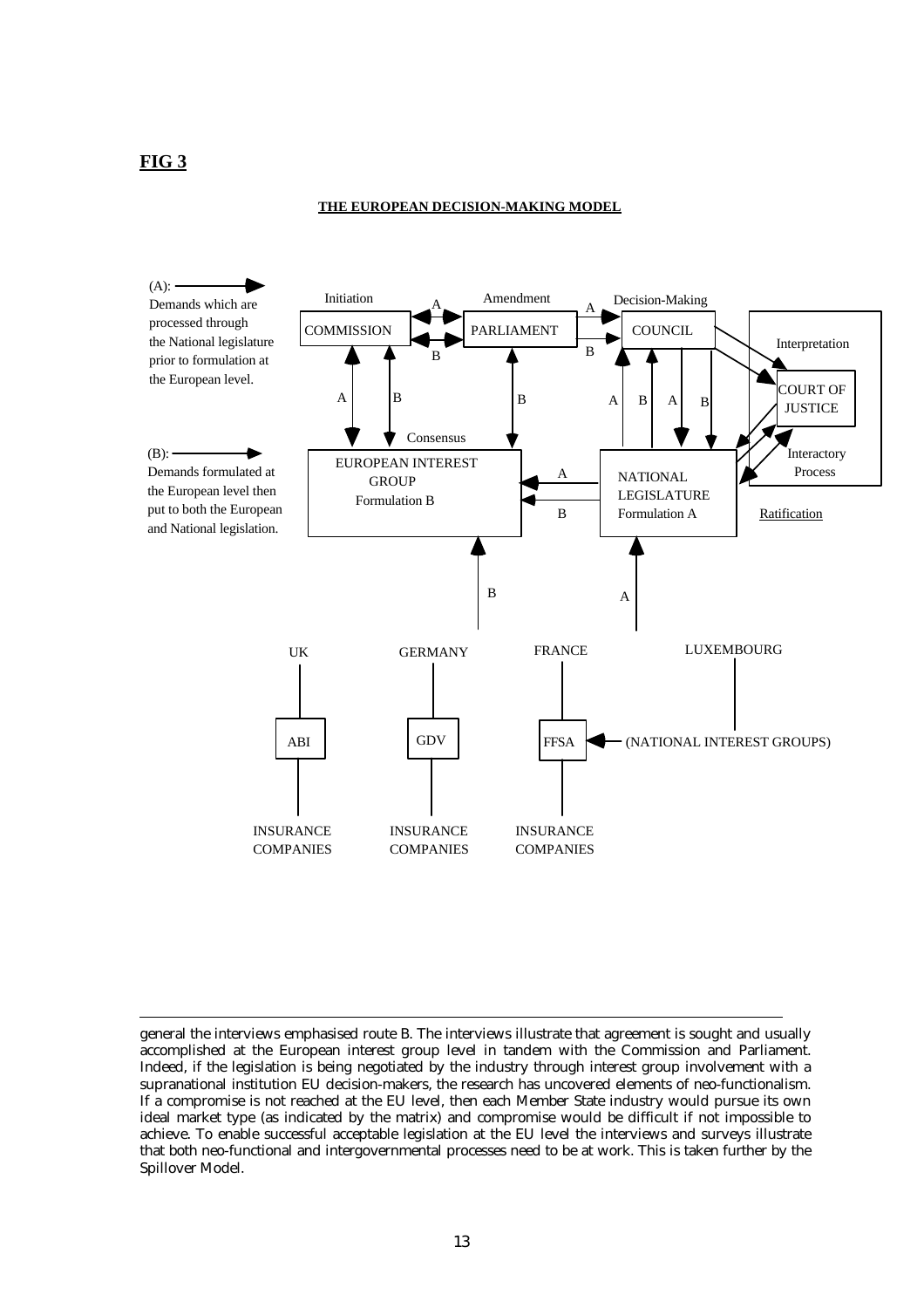**FIG 3**

**THE EUROPEAN DECISION-MAKING MODEL**

(A): Demands which are processed through the National legislature prior to formulation at the European level.

(B): Demands formulated at the European level then put to both the European and National legislation.

Initiation — COMMISSION; Amendment — PARLIAMENT; Decision-Making — COUNCIL; Interpretation — COURT OF JUSTICE; Interactory Process; Ratification

Consensus — EUROPEAN INTEREST GROUP Formulation B

NATIONAL LEGISLATURE Formulation A

UK — ABI — INSURANCE COMPANIES

GERMANY — GDV — INSURANCE COMPANIES

FRANCE — FFSA — INSURANCE COMPANIES

LUXEMBOURG

(NATIONAL INTEREST GROUPS)

---

general the interviews emphasised route B. The interviews illustrate that agreement is sought and usually accomplished at the European interest group level in tandem with the Commission and Parliament. Indeed, if the legislation is being negotiated by the industry through interest group involvement with a supranational institution EU decision-makers, the research has uncovered elements of neo-functionalism. If a compromise is not reached at the EU level, then each Member State industry would pursue its own ideal market type (as indicated by the matrix) and compromise would be difficult if not impossible to achieve. To enable successful acceptable legislation at the EU level the interviews and surveys illustrate that both neo-functional and intergovernmental processes need to be at work. This is taken further by the Spillover Model.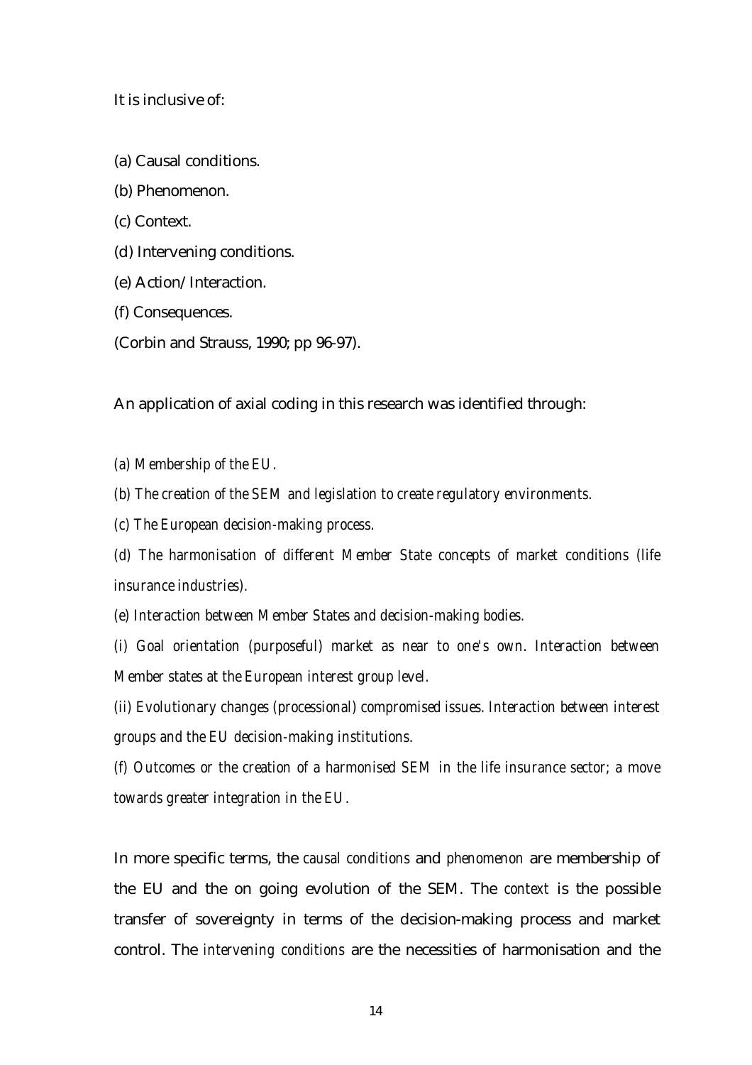It is inclusive of:

(a) Causal conditions.

(b) Phenomenon.

(c) Context.

(d) Intervening conditions.

(e) Action/Interaction.

(f) Consequences.

(Corbin and Strauss, 1990; pp 96-97).

An application of axial coding in this research was identified through:

*(a) Membership of the EU.*

*(b) The creation of the SEM and legislation to create regulatory environments.*

*(c) The European decision-making process.*

*(d) The harmonisation of different Member State concepts of market conditions (life insurance industries).*

*(e) Interaction between Member States and decision-making bodies.*

*(i) Goal orientation (purposeful) market as near to one's own. Interaction between Member states at the European interest group level.*

*(ii) Evolutionary changes (processional) compromised issues. Interaction between interest groups and the EU decision-making institutions.*

*(f) Outcomes or the creation of a harmonised SEM in the life insurance sector; a move towards greater integration in the EU.*

In more specific terms, the *causal conditions* and *phenomenon* are membership of the EU and the on going evolution of the SEM. The *context* is the possible transfer of sovereignty in terms of the decision-making process and market control. The *intervening conditions* are the necessities of harmonisation and the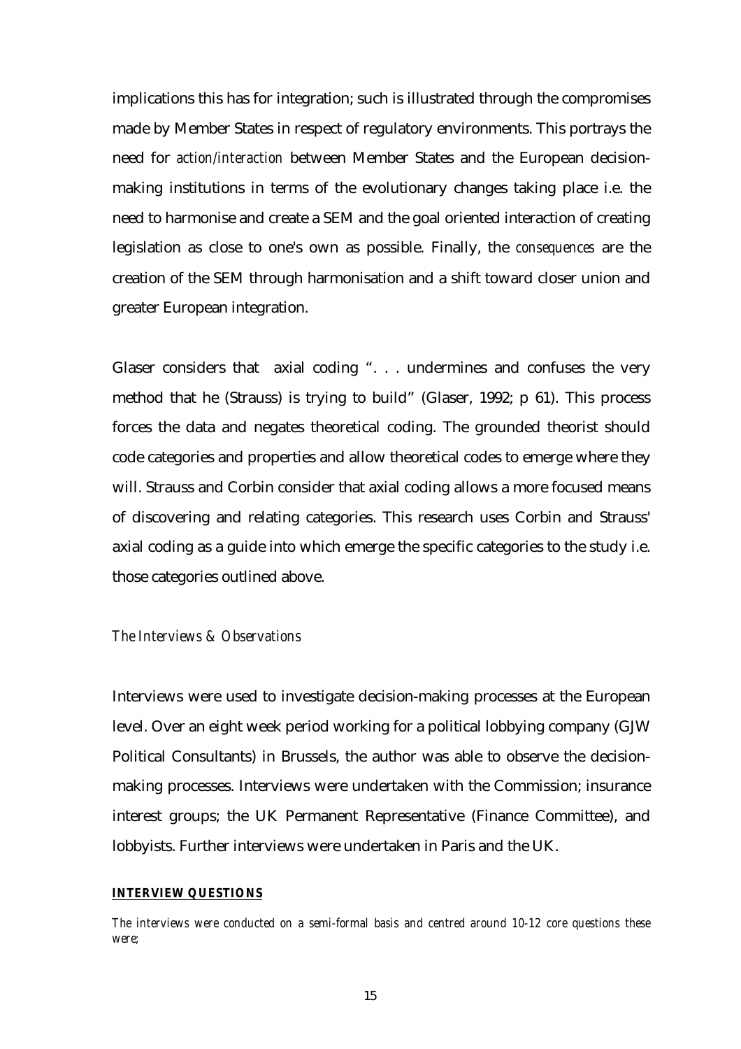implications this has for integration; such is illustrated through the compromises made by Member States in respect of regulatory environments. This portrays the need for *action/interaction* between Member States and the European decision-making institutions in terms of the evolutionary changes taking place i.e. the need to harmonise and create a SEM and the goal oriented interaction of creating legislation as close to one's own as possible. Finally, the *consequences* are the creation of the SEM through harmonisation and a shift toward closer union and greater European integration.

Glaser considers that axial coding ". . . undermines and confuses the very method that he (Strauss) is trying to build" (Glaser, 1992; p 61). This process forces the data and negates theoretical coding. The grounded theorist should code categories and properties and allow theoretical codes to emerge where they will. Strauss and Corbin consider that axial coding allows a more focused means of discovering and relating categories. This research uses Corbin and Strauss' axial coding as a guide into which emerge the specific categories to the study i.e. those categories outlined above.

### *The Interviews & Observations*

Interviews were used to investigate decision-making processes at the European level. Over an eight week period working for a political lobbying company (GJW Political Consultants) in Brussels, the author was able to observe the decision-making processes. Interviews were undertaken with the Commission; insurance interest groups; the UK Permanent Representative (Finance Committee), and lobbyists. Further interviews were undertaken in Paris and the UK.

**INTERVIEW QUESTIONS**

*The interviews were conducted on a semi-formal basis and centred around 10-12 core questions these were;*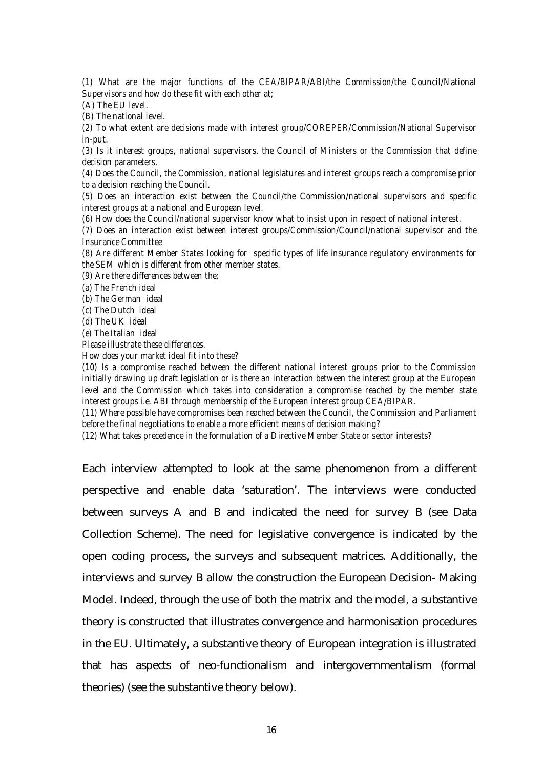(1) What are the major functions of the CEA/BIPAR/ABI/the Commission/the Council/National Supervisors and how do these fit with each other at;

(A) The EU level.

(B) The national level.

(2) To what extent are decisions made with interest group/COREPER/Commission/National Supervisor in-put.

(3) Is it interest groups, national supervisors, the Council of Ministers or the Commission that define decision parameters.

(4) Does the Council, the Commission, national legislatures and interest groups reach a compromise prior to a decision reaching the Council.

(5) Does an interaction exist between the Council/the Commission/national supervisors and specific interest groups at a national and European level.

(6) How does the Council/national supervisor know what to insist upon in respect of national interest.

(7) Does an interaction exist between interest groups/Commission/Council/national supervisor and the Insurance Committee

(8) Are different Member States looking for specific types of life insurance regulatory environments for the SEM which is different from other member states.

(9) Are there differences between the;

(a) The French ideal

(b) The German ideal

(c) The Dutch ideal

(d) The UK ideal

(e) The Italian ideal

Please illustrate these differences.

How does your market ideal fit into these?

(10) Is a compromise reached between the different national interest groups prior to the Commission initially drawing up draft legislation or is there an interaction between the interest group at the European level and the Commission which takes into consideration a compromise reached by the member state interest groups i.e. ABI through membership of the European interest group CEA/BIPAR.

(11) Where possible have compromises been reached between the Council, the Commission and Parliament before the final negotiations to enable a more efficient means of decision making?

(12) What takes precedence in the formulation of a Directive Member State or sector interests?

Each interview attempted to look at the same phenomenon from a different perspective and enable data 'saturation'. The interviews were conducted between surveys A and B and indicated the need for survey B (see Data Collection Scheme). The need for legislative convergence is indicated by the open coding process, the surveys and subsequent matrices. Additionally, the interviews and survey B allow the construction the European Decision- Making Model. Indeed, through the use of both the matrix and the model, a substantive theory is constructed that illustrates convergence and harmonisation procedures in the EU. Ultimately, a substantive theory of European integration is illustrated that has aspects of neo-functionalism and intergovernmentalism (formal theories) (see the substantive theory below).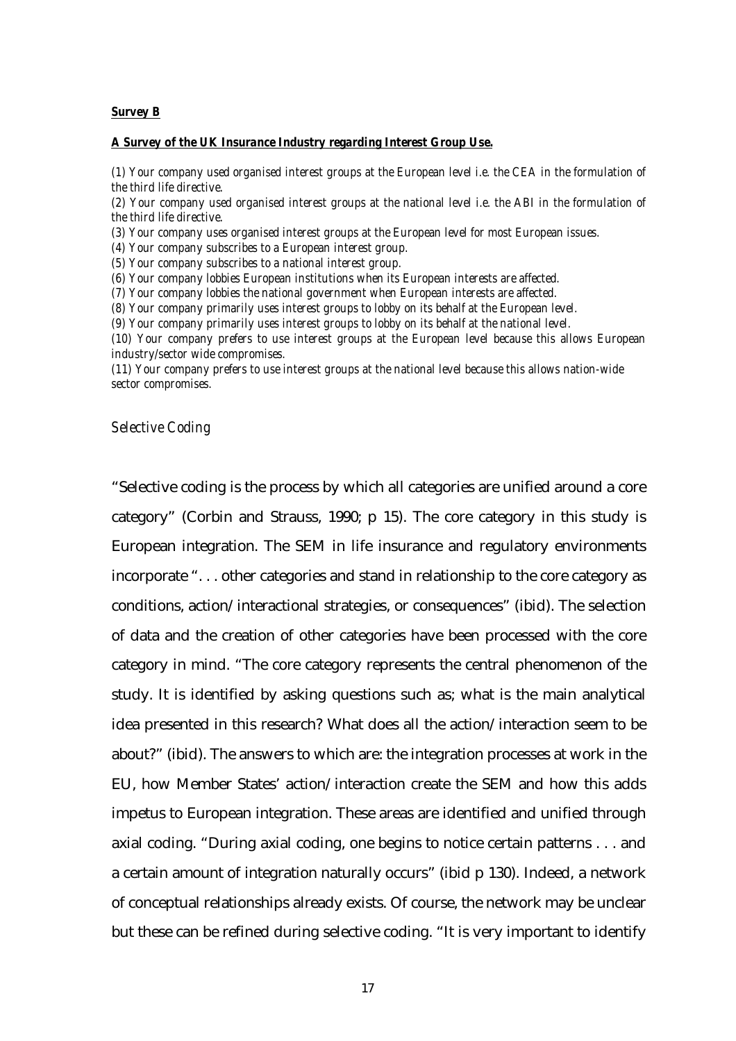**<u>Survey B</u>**

***<u>A Survey of the UK Insurance Industry regarding Interest Group Use.</u>***

*(1) Your company used organised interest groups at the European level i.e. the CEA in the formulation of the third life directive.*
*(2) Your company used organised interest groups at the national level i.e. the ABI in the formulation of the third life directive.*
*(3) Your company uses organised interest groups at the European level for most European issues.*
*(4) Your company subscribes to a European interest group.*
*(5) Your company subscribes to a national interest group.*
*(6) Your company lobbies European institutions when its European interests are affected.*
*(7) Your company lobbies the national government when European interests are affected.*
*(8) Your company primarily uses interest groups to lobby on its behalf at the European level.*
*(9) Your company primarily uses interest groups to lobby on its behalf at the national level.*
*(10) Your company prefers to use interest groups at the European level because this allows European industry/sector wide compromises.*
*(11) Your company prefers to use interest groups at the national level because this allows nation-wide sector compromises.*

*Selective Coding*

"Selective coding is the process by which all categories are unified around a core category" (Corbin and Strauss, 1990; p 15). The core category in this study is European integration. The SEM in life insurance and regulatory environments incorporate ". . . other categories and stand in relationship to the core category as conditions, action/interactional strategies, or consequences" (ibid). The selection of data and the creation of other categories have been processed with the core category in mind. "The core category represents the central phenomenon of the study. It is identified by asking questions such as; what is the main analytical idea presented in this research? What does all the action/interaction seem to be about?" (ibid). The answers to which are: the integration processes at work in the EU, how Member States' action/interaction create the SEM and how this adds impetus to European integration. These areas are identified and unified through axial coding. "During axial coding, one begins to notice certain patterns . . . and a certain amount of integration naturally occurs" (ibid p 130). Indeed, a network of conceptual relationships already exists. Of course, the network may be unclear but these can be refined during selective coding. "It is very important to identify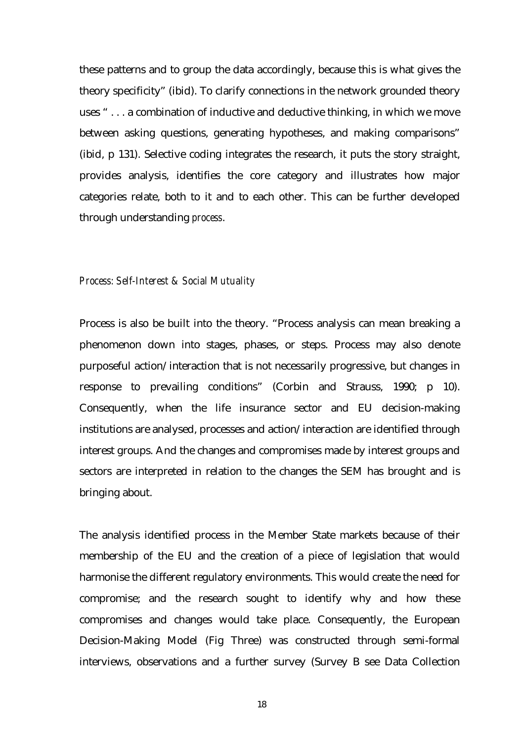these patterns and to group the data accordingly, because this is what gives the theory specificity" (ibid). To clarify connections in the network grounded theory uses " . . . a combination of inductive and deductive thinking, in which we move between asking questions, generating hypotheses, and making comparisons" (ibid, p 131). Selective coding integrates the research, it puts the story straight, provides analysis, identifies the core category and illustrates how major categories relate, both to it and to each other. This can be further developed through understanding *process*.

### *Process: Self-Interest & Social Mutuality*

Process is also be built into the theory. "Process analysis can mean breaking a phenomenon down into stages, phases, or steps. Process may also denote purposeful action/interaction that is not necessarily progressive, but changes in response to prevailing conditions" (Corbin and Strauss, 1990; p 10). Consequently, when the life insurance sector and EU decision-making institutions are analysed, processes and action/interaction are identified through interest groups. And the changes and compromises made by interest groups and sectors are interpreted in relation to the changes the SEM has brought and is bringing about.

The analysis identified process in the Member State markets because of their membership of the EU and the creation of a piece of legislation that would harmonise the different regulatory environments. This would create the need for compromise; and the research sought to identify why and how these compromises and changes would take place. Consequently, the European Decision-Making Model (Fig Three) was constructed through semi-formal interviews, observations and a further survey (Survey B see Data Collection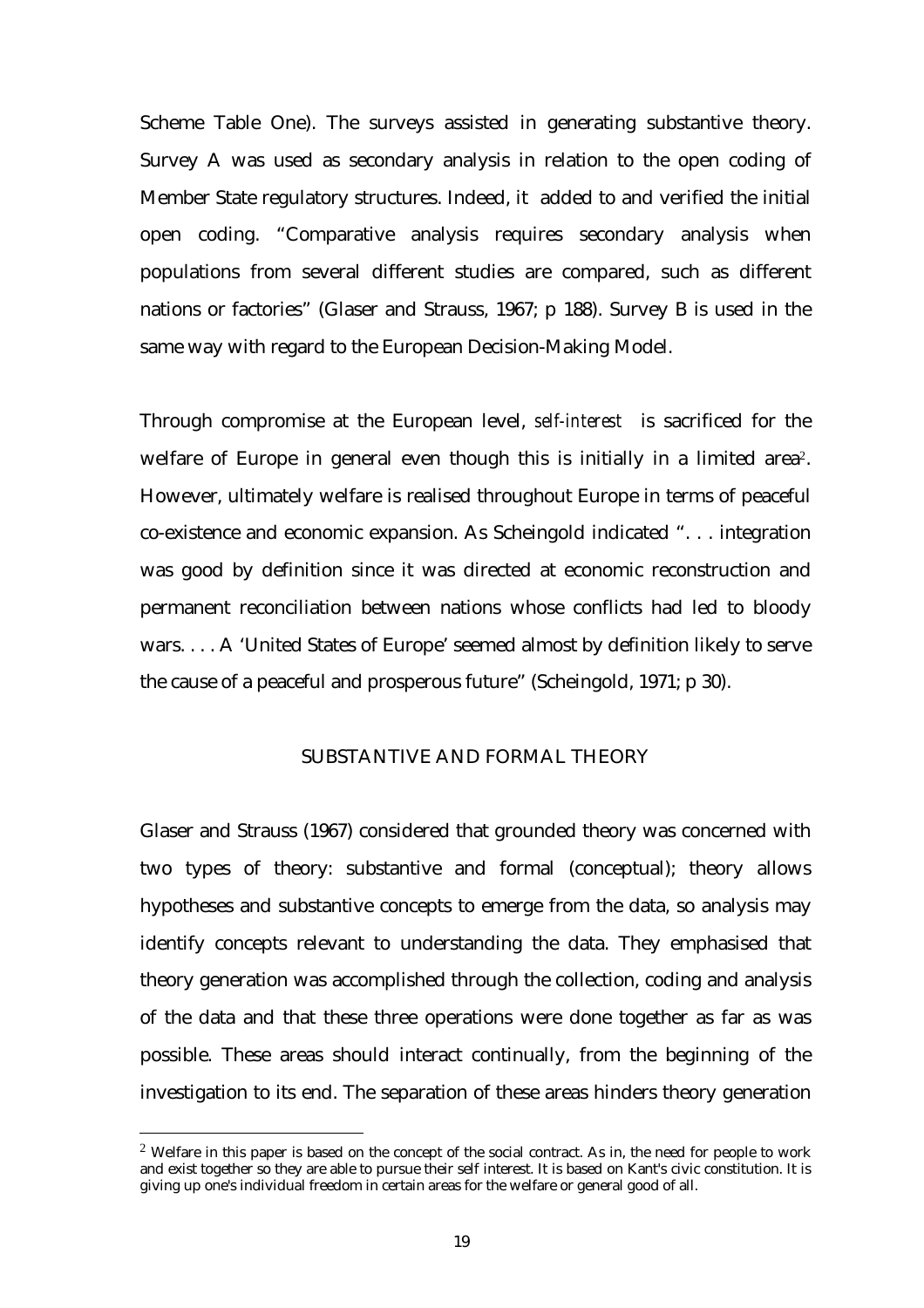Scheme Table One). The surveys assisted in generating substantive theory. Survey A was used as secondary analysis in relation to the open coding of Member State regulatory structures. Indeed, it added to and verified the initial open coding. "Comparative analysis requires secondary analysis when populations from several different studies are compared, such as different nations or factories" (Glaser and Strauss, 1967; p 188). Survey B is used in the same way with regard to the European Decision-Making Model.

Through compromise at the European level, *self-interest* is sacrificed for the welfare of Europe in general even though this is initially in a limited area[2]. However, ultimately welfare is realised throughout Europe in terms of peaceful co-existence and economic expansion. As Scheingold indicated ". . . integration was good by definition since it was directed at economic reconstruction and permanent reconciliation between nations whose conflicts had led to bloody wars. . . . A 'United States of Europe' seemed almost by definition likely to serve the cause of a peaceful and prosperous future" (Scheingold, 1971; p 30).

## SUBSTANTIVE AND FORMAL THEORY

Glaser and Strauss (1967) considered that grounded theory was concerned with two types of theory: substantive and formal (conceptual); theory allows hypotheses and substantive concepts to emerge from the data, so analysis may identify concepts relevant to understanding the data. They emphasised that theory generation was accomplished through the collection, coding and analysis of the data and that these three operations were done together as far as was possible. These areas should interact continually, from the beginning of the investigation to its end. The separation of these areas hinders theory generation

[2] Welfare in this paper is based on the concept of the social contract. As in, the need for people to work and exist together so they are able to pursue their self interest. It is based on Kant's civic constitution. It is giving up one's individual freedom in certain areas for the welfare or general good of all.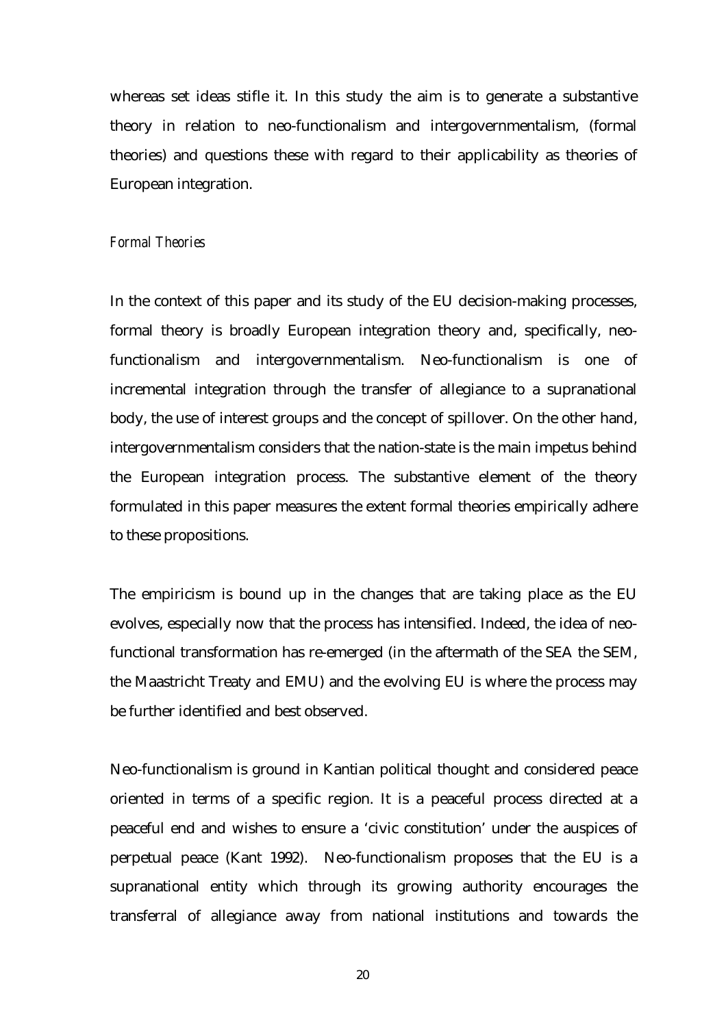whereas set ideas stifle it. In this study the aim is to generate a substantive theory in relation to neo-functionalism and intergovernmentalism, (formal theories) and questions these with regard to their applicability as theories of European integration.

*Formal Theories*

In the context of this paper and its study of the EU decision-making processes, formal theory is broadly European integration theory and, specifically, neo-functionalism and intergovernmentalism. Neo-functionalism is one of incremental integration through the transfer of allegiance to a supranational body, the use of interest groups and the concept of spillover. On the other hand, intergovernmentalism considers that the nation-state is the main impetus behind the European integration process. The substantive element of the theory formulated in this paper measures the extent formal theories empirically adhere to these propositions.

The empiricism is bound up in the changes that are taking place as the EU evolves, especially now that the process has intensified. Indeed, the idea of neo-functional transformation has re-emerged (in the aftermath of the SEA the SEM, the Maastricht Treaty and EMU) and the evolving EU is where the process may be further identified and best observed.

Neo-functionalism is ground in Kantian political thought and considered peace oriented in terms of a specific region. It is a peaceful process directed at a peaceful end and wishes to ensure a 'civic constitution' under the auspices of perpetual peace (Kant 1992). Neo-functionalism proposes that the EU is a supranational entity which through its growing authority encourages the transferral of allegiance away from national institutions and towards the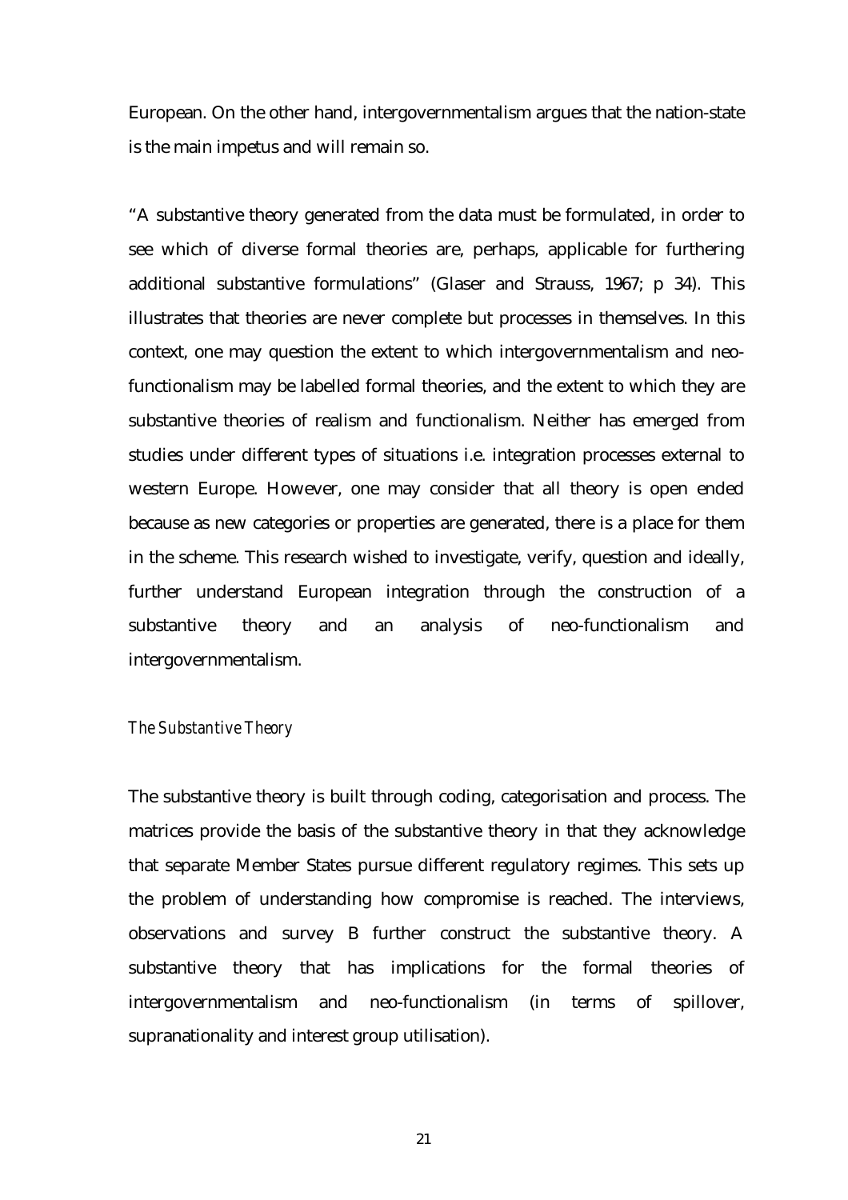European. On the other hand, intergovernmentalism argues that the nation-state is the main impetus and will remain so.

"A substantive theory generated from the data must be formulated, in order to see which of diverse formal theories are, perhaps, applicable for furthering additional substantive formulations" (Glaser and Strauss, 1967; p 34). This illustrates that theories are never complete but processes in themselves. In this context, one may question the extent to which intergovernmentalism and neo-functionalism may be labelled formal theories, and the extent to which they are substantive theories of realism and functionalism. Neither has emerged from studies under different types of situations i.e. integration processes external to western Europe. However, one may consider that all theory is open ended because as new categories or properties are generated, there is a place for them in the scheme. This research wished to investigate, verify, question and ideally, further understand European integration through the construction of a substantive theory and an analysis of neo-functionalism and intergovernmentalism.

### *The Substantive Theory*

The substantive theory is built through coding, categorisation and process. The matrices provide the basis of the substantive theory in that they acknowledge that separate Member States pursue different regulatory regimes. This sets up the problem of understanding how compromise is reached. The interviews, observations and survey B further construct the substantive theory. A substantive theory that has implications for the formal theories of intergovernmentalism and neo-functionalism (in terms of spillover, supranationality and interest group utilisation).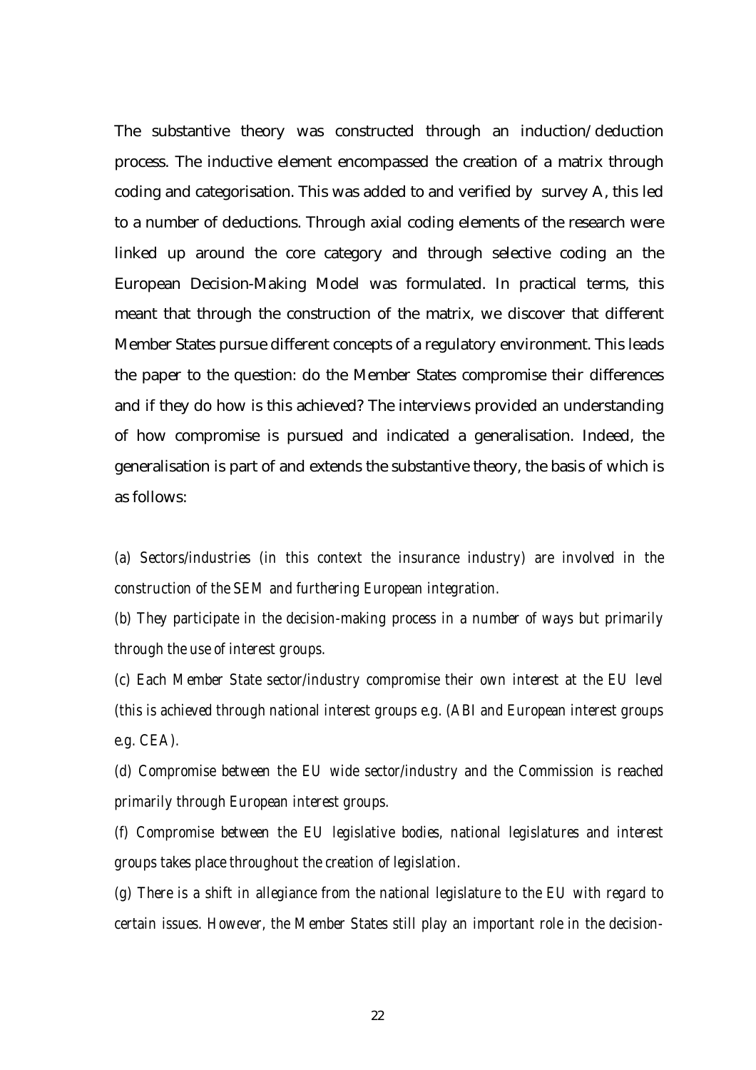The substantive theory was constructed through an induction/deduction process. The inductive element encompassed the creation of a matrix through coding and categorisation. This was added to and verified by survey A, this led to a number of deductions. Through axial coding elements of the research were linked up around the core category and through selective coding an the European Decision-Making Model was formulated. In practical terms, this meant that through the construction of the matrix, we discover that different Member States pursue different concepts of a regulatory environment. This leads the paper to the question: do the Member States compromise their differences and if they do how is this achieved? The interviews provided an understanding of how compromise is pursued and indicated a generalisation. Indeed, the generalisation is part of and extends the substantive theory, the basis of which is as follows:

*(a) Sectors/industries (in this context the insurance industry) are involved in the construction of the SEM and furthering European integration.*

*(b) They participate in the decision-making process in a number of ways but primarily through the use of interest groups.*

*(c) Each Member State sector/industry compromise their own interest at the EU level (this is achieved through national interest groups e.g. (ABI and European interest groups e.g. CEA).*

*(d) Compromise between the EU wide sector/industry and the Commission is reached primarily through European interest groups.*

*(f) Compromise between the EU legislative bodies, national legislatures and interest groups takes place throughout the creation of legislation.*

*(g) There is a shift in allegiance from the national legislature to the EU with regard to certain issues. However, the Member States still play an important role in the decision-*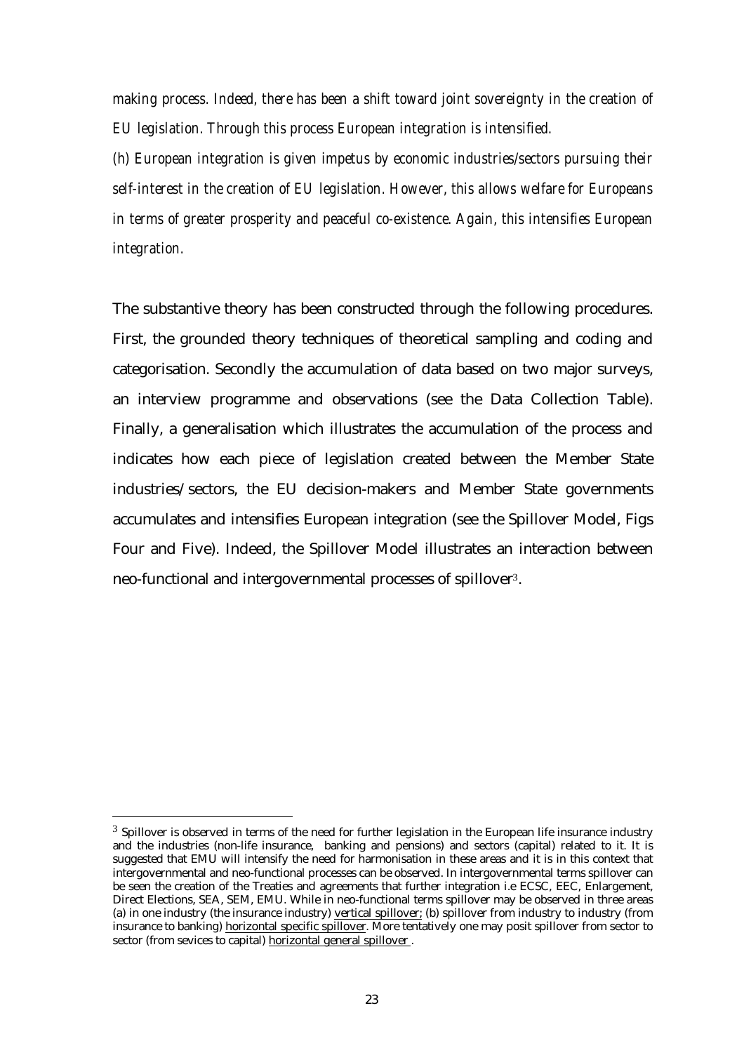*making process. Indeed, there has been a shift toward joint sovereignty in the creation of EU legislation. Through this process European integration is intensified.*

*(h) European integration is given impetus by economic industries/sectors pursuing their self-interest in the creation of EU legislation. However, this allows welfare for Europeans in terms of greater prosperity and peaceful co-existence. Again, this intensifies European integration.*

The substantive theory has been constructed through the following procedures. First, the grounded theory techniques of theoretical sampling and coding and categorisation. Secondly the accumulation of data based on two major surveys, an interview programme and observations (see the Data Collection Table). Finally, a generalisation which illustrates the accumulation of the process and indicates how each piece of legislation created between the Member State industries/sectors, the EU decision-makers and Member State governments accumulates and intensifies European integration (see the Spillover Model, Figs Four and Five). Indeed, the Spillover Model illustrates an interaction between neo-functional and intergovernmental processes of spillover[3].

---

[3] Spillover is observed in terms of the need for further legislation in the European life insurance industry and the industries (non-life insurance, banking and pensions) and sectors (capital) related to it. It is suggested that EMU will intensify the need for harmonisation in these areas and it is in this context that intergovernmental and neo-functional processes can be observed. In intergovernmental terms spillover can be seen the creation of the Treaties and agreements that further integration i.e ECSC, EEC, Enlargement, Direct Elections, SEA, SEM, EMU. While in neo-functional terms spillover may be observed in three areas (a) in one industry (the insurance industry) vertical spillover; (b) spillover from industry to industry (from insurance to banking) horizontal specific spillover. More tentatively one may posit spillover from sector to sector (from sevices to capital) horizontal general spillover .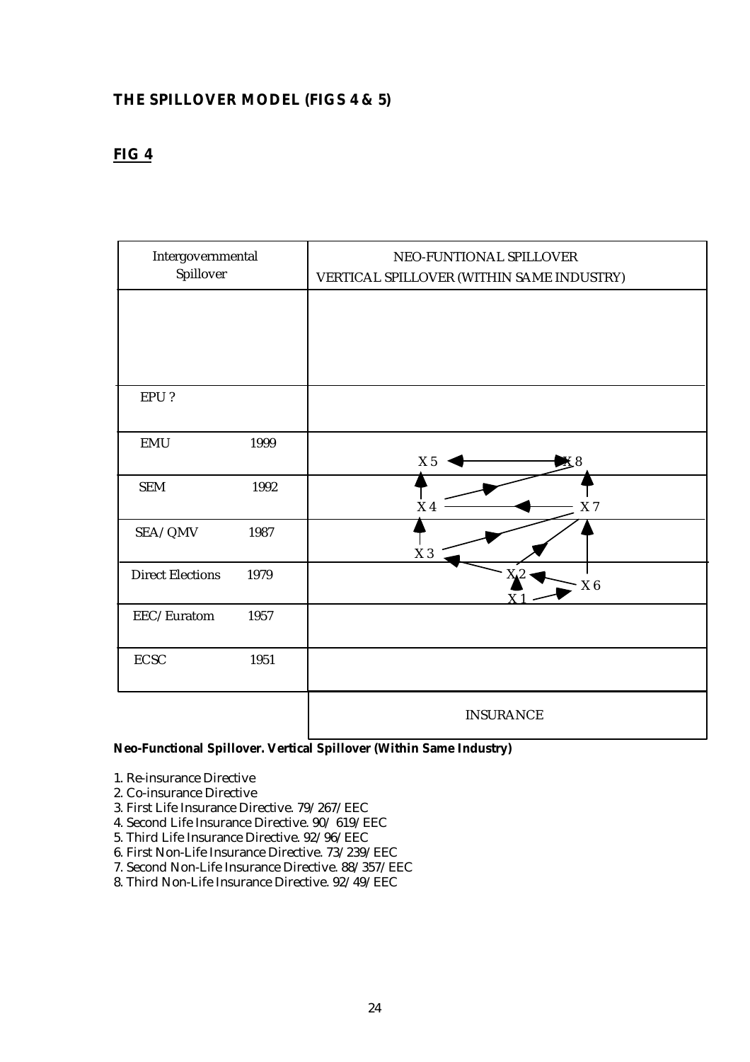## THE SPILLOVER MODEL (FIGS 4 & 5)

### FIG 4

| Intergovernmental Spillover | | NEO-FUNTIONAL SPILLOVER<br>VERTICAL SPILLOVER (WITHIN SAME INDUSTRY) |
|---|---|---|
| | | |
| EPU ? | | |
| EMU | 1999 | X 5 ↔ X 8 |
| SEM | 1992 | X 4 ← X 7 |
| SEA / QMV | 1987 | X 3 |
| Direct Elections | 1979 | X 2, X 6, X 1 |
| EEC/Euratom | 1957 | |
| ECSC | 1951 | |
| | | INSURANCE |

**Neo-Functional Spillover. Vertical Spillover (Within Same Industry)**

1. Re-insurance Directive
2. Co-insurance Directive
3. First Life Insurance Directive. 79/267/EEC
4. Second Life Insurance Directive. 90/ 619/EEC
5. Third Life Insurance Directive. 92/96/EEC
6. First Non-Life Insurance Directive. 73/239/EEC
7. Second Non-Life Insurance Directive. 88/357/EEC
8. Third Non-Life Insurance Directive. 92/49/EEC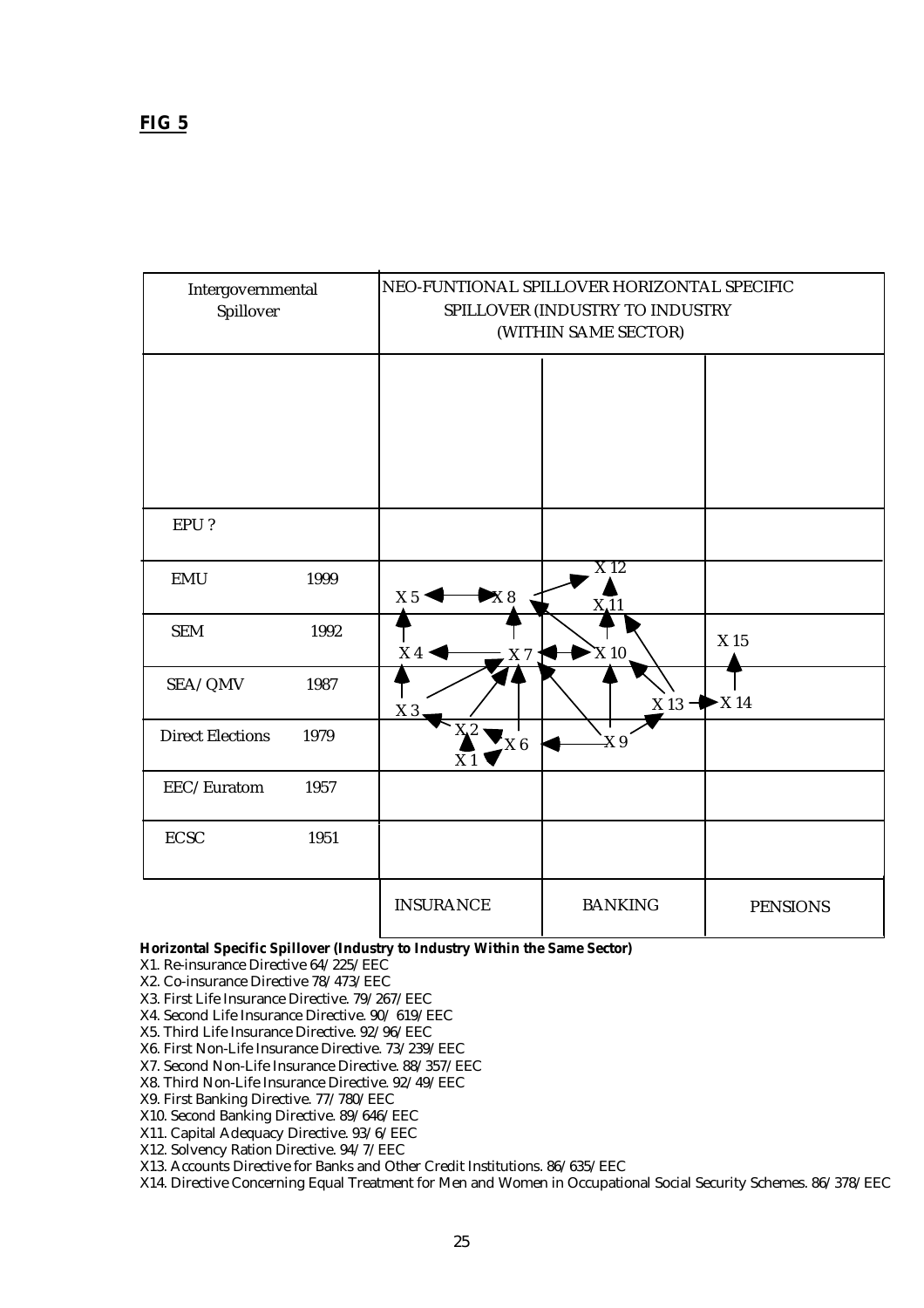**FIG 5**

| Intergovernmental Spillover | | NEO-FUNTIONAL SPILLOVER HORIZONTAL SPECIFIC SPILLOVER (INDUSTRY TO INDUSTRY (WITHIN SAME SECTOR) | | |
|---|---|---|---|---|
| | | | | |
| EPU ? | | | | |
| EMU | 1999 | X 5 ↔ X 8 | X 12, X 11 | |
| SEM | 1992 | X 4 ← X 7 | ↔ X 10 | X 15 |
| SEA/QMV | 1987 | X 3 | X 13 → | X 14 |
| Direct Elections | 1979 | X 2, X 1, X 6 | X 9 | |
| EEC/Euratom | 1957 | | | |
| ECSC | 1951 | | | |
| | | INSURANCE | BANKING | PENSIONS |

**Horizontal Specific Spillover (Industry to Industry Within the Same Sector)**

X1. Re-insurance Directive 64/225/EEC
X2. Co-insurance Directive 78/473/EEC
X3. First Life Insurance Directive. 79/267/EEC
X4. Second Life Insurance Directive. 90/ 619/EEC
X5. Third Life Insurance Directive. 92/96/EEC
X6. First Non-Life Insurance Directive. 73/239/EEC
X7. Second Non-Life Insurance Directive. 88/357/EEC
X8. Third Non-Life Insurance Directive. 92/49/EEC
X9. First Banking Directive. 77/780/EEC
X10. Second Banking Directive. 89/646/EEC
X11. Capital Adequacy Directive. 93/6/EEC
X12. Solvency Ration Directive. 94/7/EEC
X13. Accounts Directive for Banks and Other Credit Institutions. 86/635/EEC
X14. Directive Concerning Equal Treatment for Men and Women in Occupational Social Security Schemes. 86/378/EEC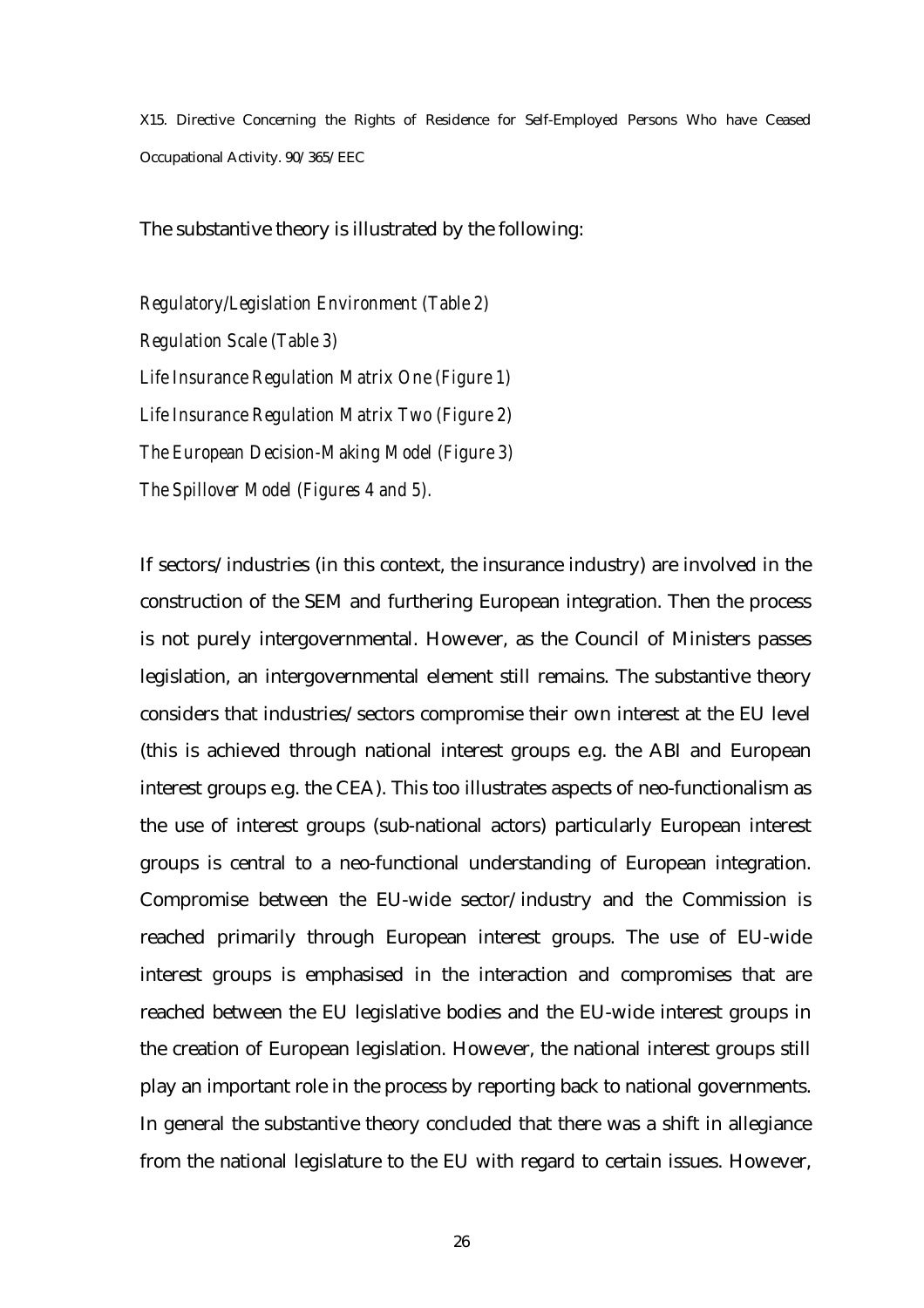X15. Directive Concerning the Rights of Residence for Self-Employed Persons Who have Ceased Occupational Activity. 90/365/EEC

The substantive theory is illustrated by the following:

*Regulatory/Legislation Environment (Table 2)*

*Regulation Scale (Table 3)*

*Life Insurance Regulation Matrix One (Figure 1)*

*Life Insurance Regulation Matrix Two (Figure 2)*

*The European Decision-Making Model (Figure 3)*

*The Spillover Model (Figures 4 and 5).*

If sectors/industries (in this context, the insurance industry) are involved in the construction of the SEM and furthering European integration. Then the process is not purely intergovernmental. However, as the Council of Ministers passes legislation, an intergovernmental element still remains. The substantive theory considers that industries/sectors compromise their own interest at the EU level (this is achieved through national interest groups e.g. the ABI and European interest groups e.g. the CEA). This too illustrates aspects of neo-functionalism as the use of interest groups (sub-national actors) particularly European interest groups is central to a neo-functional understanding of European integration. Compromise between the EU-wide sector/industry and the Commission is reached primarily through European interest groups. The use of EU-wide interest groups is emphasised in the interaction and compromises that are reached between the EU legislative bodies and the EU-wide interest groups in the creation of European legislation. However, the national interest groups still play an important role in the process by reporting back to national governments. In general the substantive theory concluded that there was a shift in allegiance from the national legislature to the EU with regard to certain issues. However,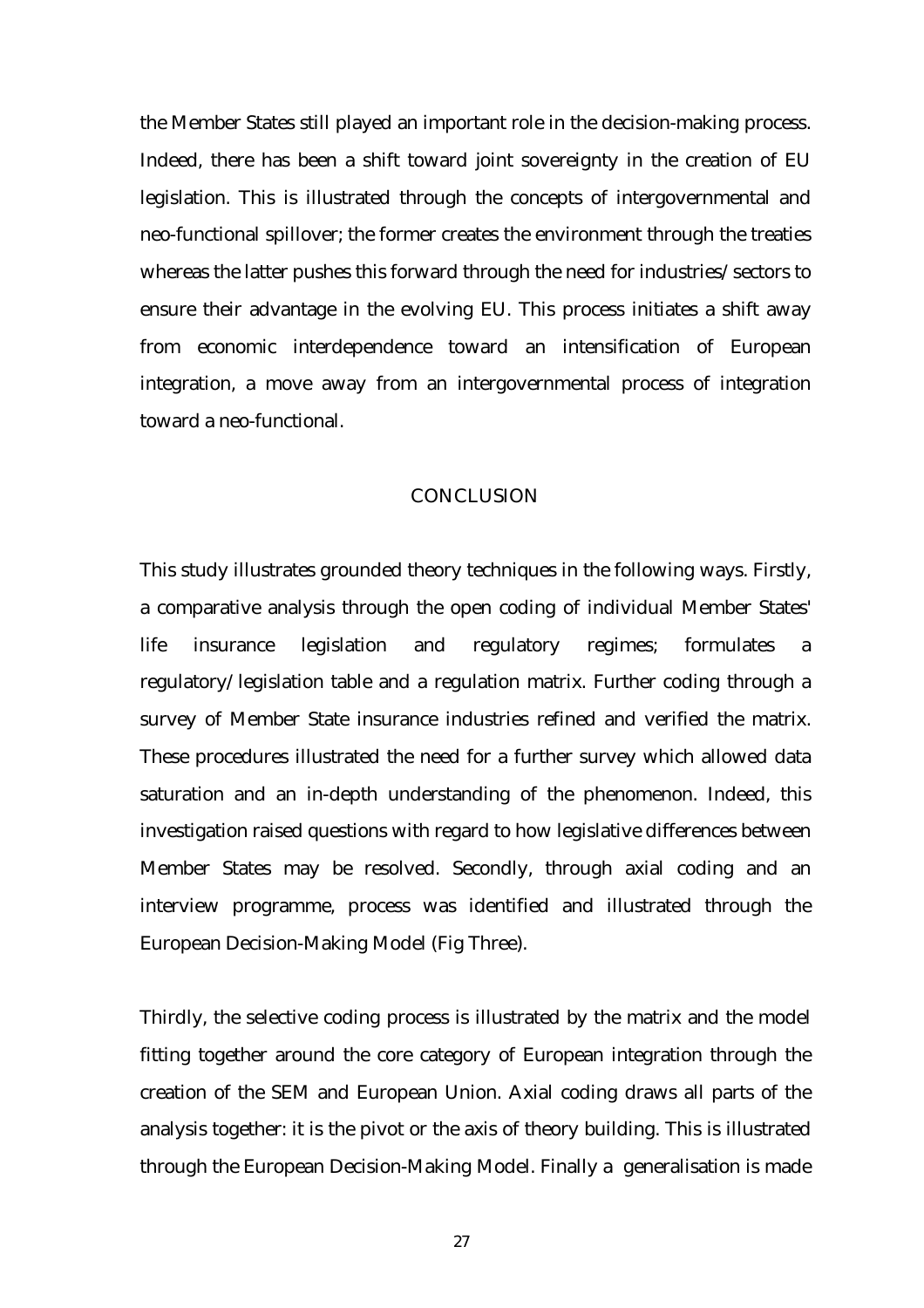the Member States still played an important role in the decision-making process. Indeed, there has been a shift toward joint sovereignty in the creation of EU legislation. This is illustrated through the concepts of intergovernmental and neo-functional spillover; the former creates the environment through the treaties whereas the latter pushes this forward through the need for industries/sectors to ensure their advantage in the evolving EU. This process initiates a shift away from economic interdependence toward an intensification of European integration, a move away from an intergovernmental process of integration toward a neo-functional.

## CONCLUSION

This study illustrates grounded theory techniques in the following ways. Firstly, a comparative analysis through the open coding of individual Member States' life insurance legislation and regulatory regimes; formulates a regulatory/legislation table and a regulation matrix. Further coding through a survey of Member State insurance industries refined and verified the matrix. These procedures illustrated the need for a further survey which allowed data saturation and an in-depth understanding of the phenomenon. Indeed, this investigation raised questions with regard to how legislative differences between Member States may be resolved. Secondly, through axial coding and an interview programme, process was identified and illustrated through the European Decision-Making Model (Fig Three).

Thirdly, the selective coding process is illustrated by the matrix and the model fitting together around the core category of European integration through the creation of the SEM and European Union. Axial coding draws all parts of the analysis together: it is the pivot or the axis of theory building. This is illustrated through the European Decision-Making Model. Finally a generalisation is made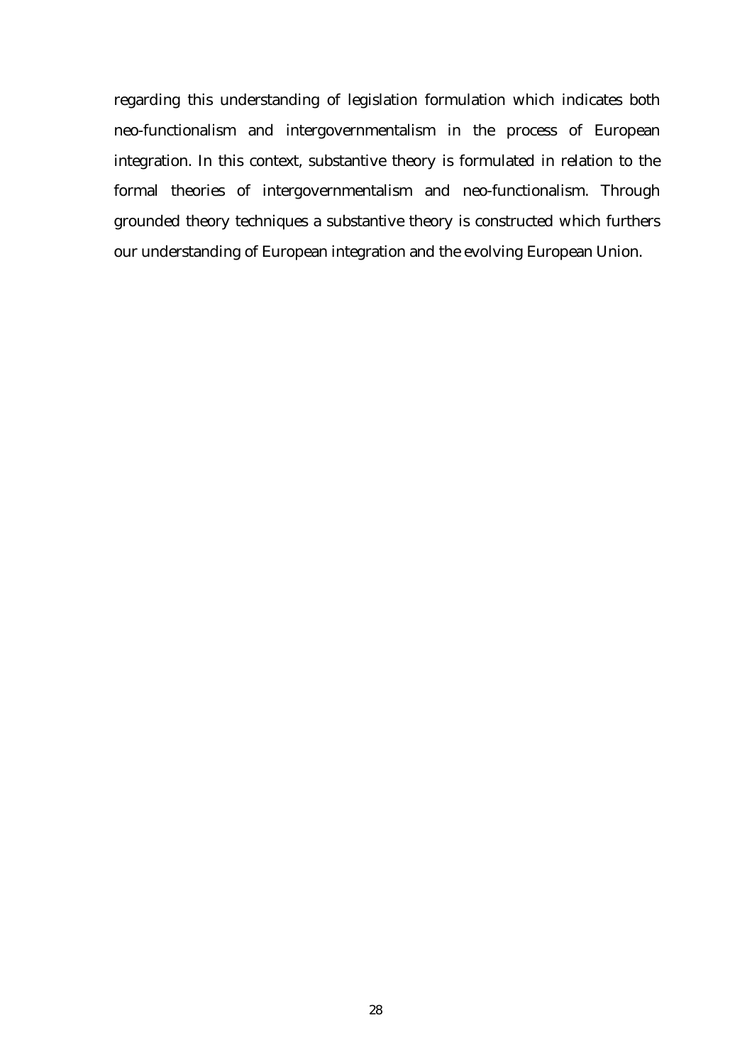regarding this understanding of legislation formulation which indicates both neo-functionalism and intergovernmentalism in the process of European integration. In this context, substantive theory is formulated in relation to the formal theories of intergovernmentalism and neo-functionalism. Through grounded theory techniques a substantive theory is constructed which furthers our understanding of European integration and the evolving European Union.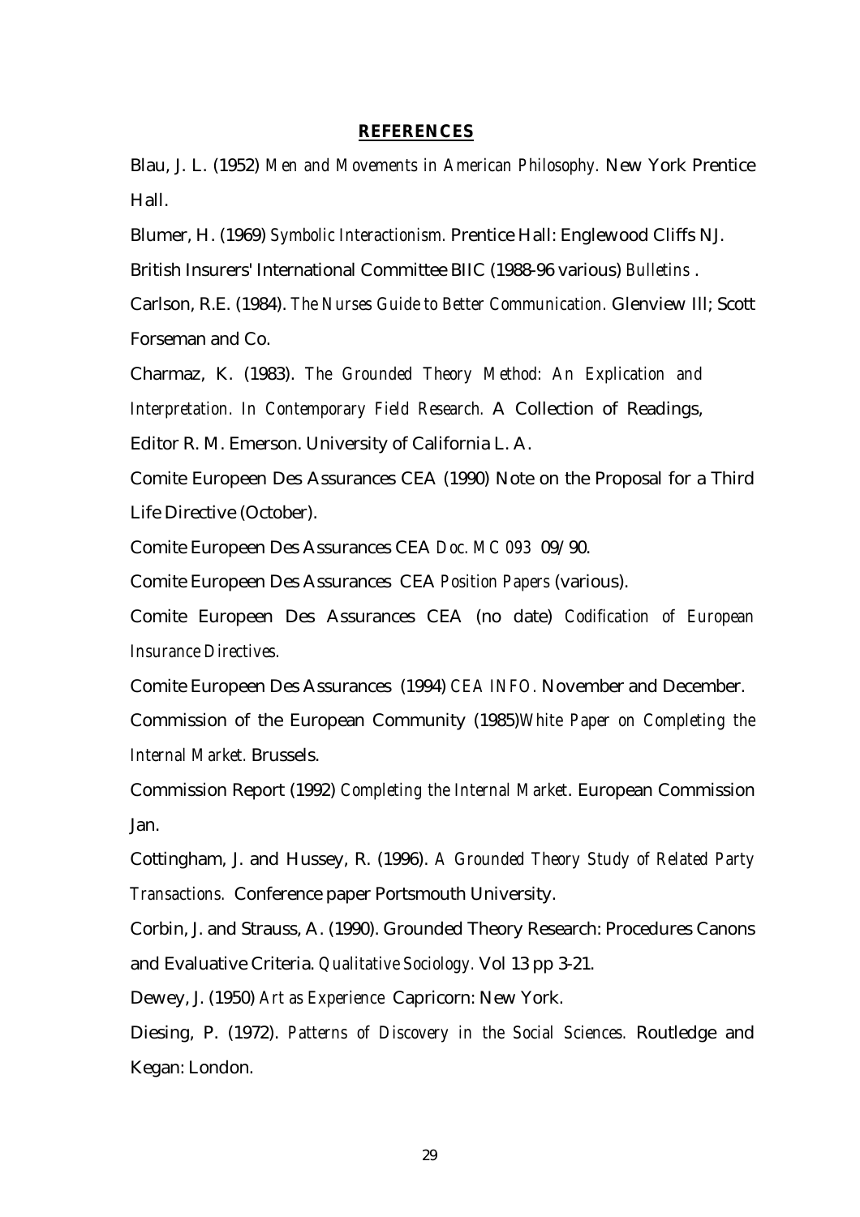## REFERENCES

Blau, J. L. (1952) *Men and Movements in American Philosophy.* New York Prentice Hall.

Blumer, H. (1969) *Symbolic Interactionism.* Prentice Hall: Englewood Cliffs NJ.

British Insurers' International Committee BIIC (1988-96 various) *Bulletins* .

Carlson, R.E. (1984). *The Nurses Guide to Better Communication.* Glenview Ill; Scott Forseman and Co.

Charmaz, K. (1983). *The Grounded Theory Method: An Explication and Interpretation. In Contemporary Field Research.* A Collection of Readings, Editor R. M. Emerson. University of California L. A.

Comite Europeen Des Assurances CEA (1990) Note on the Proposal for a Third Life Directive (October).

Comite Europeen Des Assurances CEA *Doc. MC 093* 09/90.

Comite Europeen Des Assurances CEA *Position Papers* (various).

Comite Europeen Des Assurances CEA (no date) *Codification of European Insurance Directives.*

Comite Europeen Des Assurances (1994) *CEA INFO.* November and December.

Commission of the European Community (1985)*White Paper on Completing the Internal Market.* Brussels.

Commission Report (1992) *Completing the Internal Market*. European Commission Jan.

Cottingham, J. and Hussey, R. (1996). *A Grounded Theory Study of Related Party Transactions.* Conference paper Portsmouth University.

Corbin, J. and Strauss, A. (1990). Grounded Theory Research: Procedures Canons and Evaluative Criteria. *Qualitative Sociology.* Vol 13 pp 3-21.

Dewey, J. (1950) *Art as Experience* Capricorn: New York.

Diesing, P. (1972). *Patterns of Discovery in the Social Sciences.* Routledge and Kegan: London.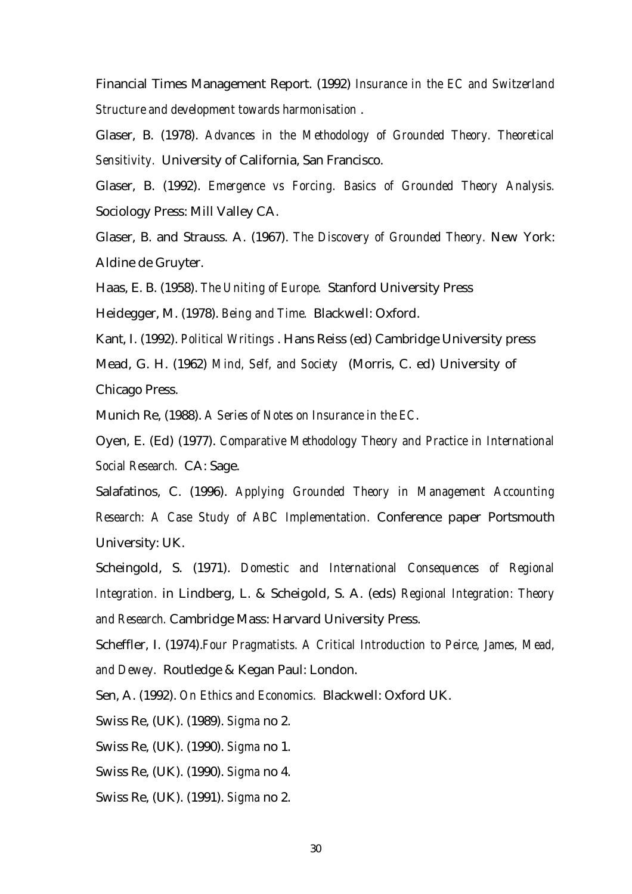Financial Times Management Report. (1992) *Insurance in the EC and Switzerland Structure and development towards harmonisation* .

Glaser, B. (1978). *Advances in the Methodology of Grounded Theory. Theoretical Sensitivity.* University of California, San Francisco.

Glaser, B. (1992). *Emergence vs Forcing. Basics of Grounded Theory Analysis.* Sociology Press: Mill Valley CA.

Glaser, B. and Strauss. A. (1967). *The Discovery of Grounded Theory.* New York: Aldine de Gruyter.

Haas, E. B. (1958). *The Uniting of Europe.* Stanford University Press

Heidegger, M. (1978). *Being and Time.* Blackwell: Oxford.

Kant, I. (1992). *Political Writings* . Hans Reiss (ed) Cambridge University press

Mead, G. H. (1962) *Mind, Self, and Society* (Morris, C. ed) University of Chicago Press.

Munich Re, (1988). *A Series of Notes on Insurance in the EC.*

Oyen, E. (Ed) (1977). *Comparative Methodology Theory and Practice in International Social Research.* CA: Sage.

Salafatinos, C. (1996). *Applying Grounded Theory in Management Accounting Research: A Case Study of ABC Implementation.* Conference paper Portsmouth University: UK.

Scheingold, S. (1971). *Domestic and International Consequences of Regional Integration.* in Lindberg, L. & Scheigold, S. A. (eds) *Regional Integration: Theory and Research.* Cambridge Mass: Harvard University Press.

Scheffler, I. (1974).*Four Pragmatists. A Critical Introduction to Peirce, James, Mead, and Dewey.* Routledge & Kegan Paul: London.

Sen, A. (1992). *On Ethics and Economics.* Blackwell: Oxford UK.

Swiss Re, (UK). (1989). *Sigma* no 2.

Swiss Re, (UK). (1990). *Sigma* no 1.

Swiss Re, (UK). (1990). *Sigma* no 4.

Swiss Re, (UK). (1991). *Sigma* no 2.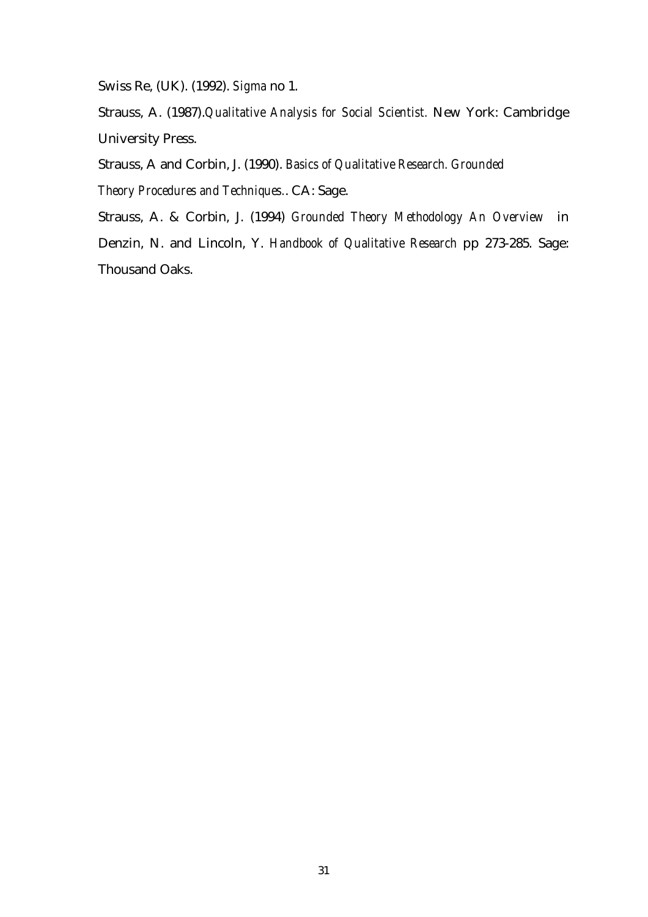Swiss Re, (UK). (1992). *Sigma* no 1.

Strauss, A. (1987).*Qualitative Analysis for Social Scientist.* New York: Cambridge University Press.

Strauss, A and Corbin, J. (1990). *Basics of Qualitative Research. Grounded Theory Procedures and Techniques.*. CA: Sage.

Strauss, A. & Corbin, J. (1994) *Grounded Theory Methodology An Overview* in Denzin, N. and Lincoln, Y. *Handbook of Qualitative Research* pp 273-285. Sage: Thousand Oaks.